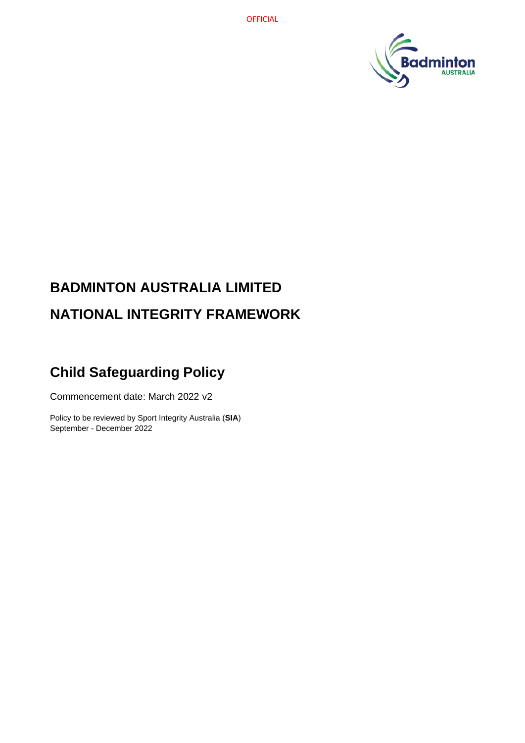# BADMINTON AUSTRALIA LIMITED

# NATIONAL INTEGRITY FRAMEWORK

## Child Safeguarding Policy

Commencement date: March 2022 v2

Policy to be reviewed by Sport Integrity Australia (**SIA**)
September - December 2022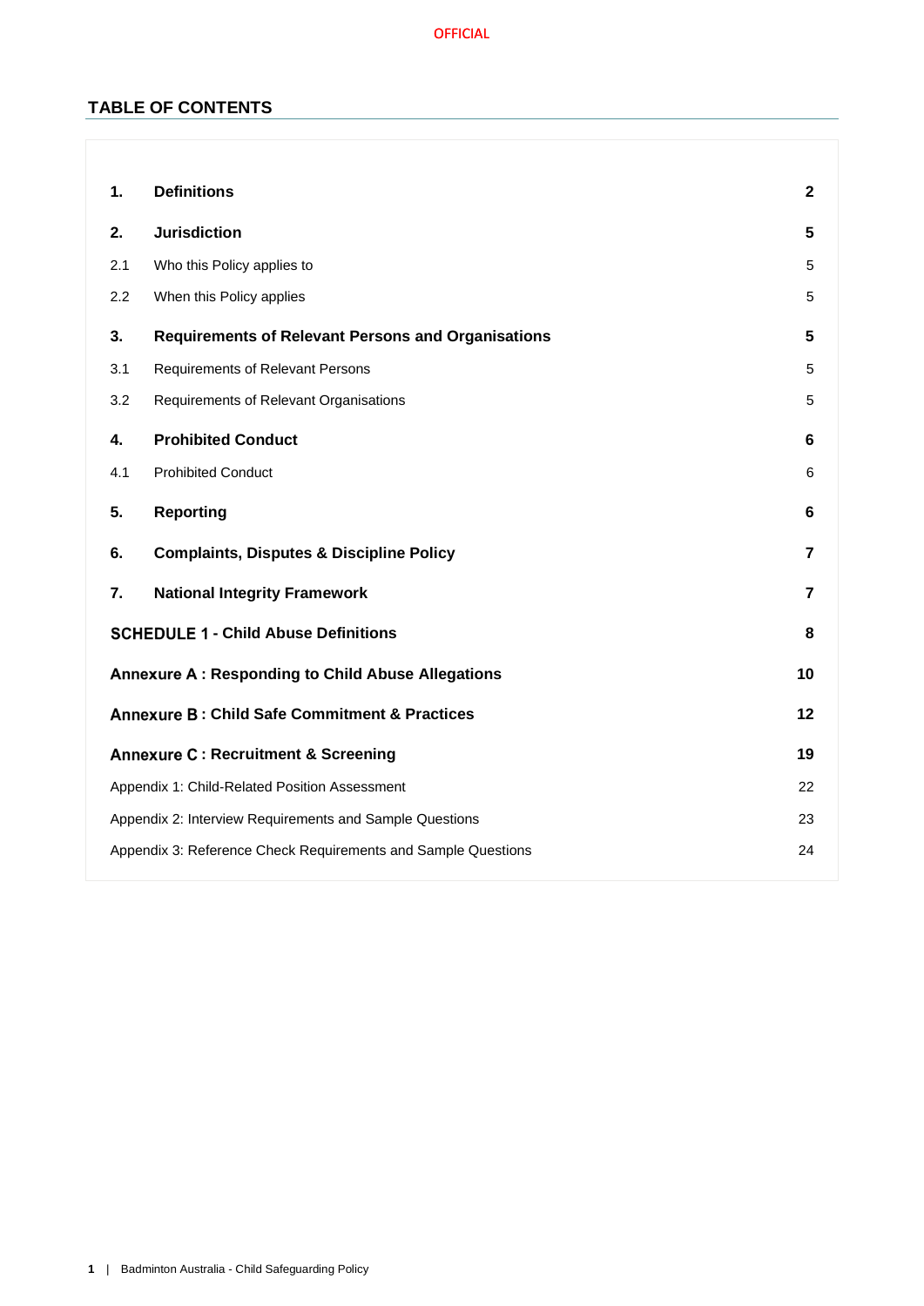## TABLE OF CONTENTS

| | | |
|---|---|---|
| **1.** | **Definitions** | **2** |
| **2.** | **Jurisdiction** | **5** |
| 2.1 | Who this Policy applies to | 5 |
| 2.2 | When this Policy applies | 5 |
| **3.** | **Requirements of Relevant Persons and Organisations** | **5** |
| 3.1 | Requirements of Relevant Persons | 5 |
| 3.2 | Requirements of Relevant Organisations | 5 |
| **4.** | **Prohibited Conduct** | **6** |
| 4.1 | Prohibited Conduct | 6 |
| **5.** | **Reporting** | **6** |
| **6.** | **Complaints, Disputes & Discipline Policy** | **7** |
| **7.** | **National Integrity Framework** | **7** |
| **SCHEDULE 1 - Child Abuse Definitions** | | **8** |
| **Annexure A : Responding to Child Abuse Allegations** | | **10** |
| **Annexure B : Child Safe Commitment & Practices** | | **12** |
| **Annexure C : Recruitment & Screening** | | **19** |
| Appendix 1: Child-Related Position Assessment | | 22 |
| Appendix 2: Interview Requirements and Sample Questions | | 23 |
| Appendix 3: Reference Check Requirements and Sample Questions | | 24 |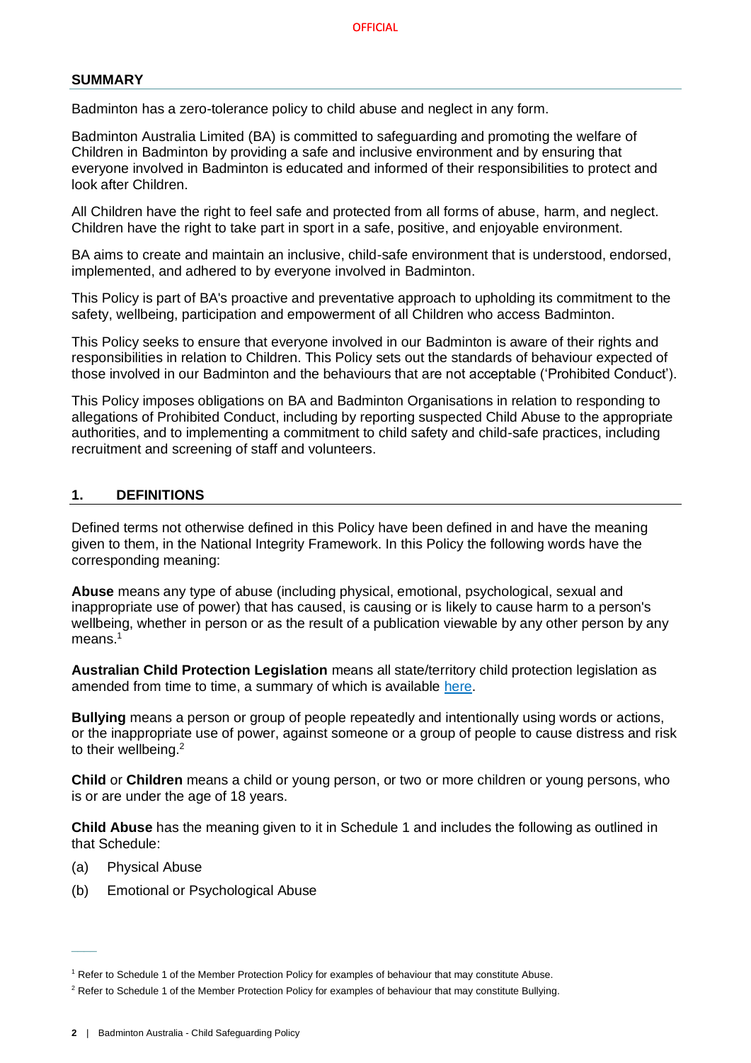## SUMMARY

Badminton has a zero-tolerance policy to child abuse and neglect in any form.

Badminton Australia Limited (BA) is committed to safeguarding and promoting the welfare of Children in Badminton by providing a safe and inclusive environment and by ensuring that everyone involved in Badminton is educated and informed of their responsibilities to protect and look after Children.

All Children have the right to feel safe and protected from all forms of abuse, harm, and neglect. Children have the right to take part in sport in a safe, positive, and enjoyable environment.

BA aims to create and maintain an inclusive, child-safe environment that is understood, endorsed, implemented, and adhered to by everyone involved in Badminton.

This Policy is part of BA's proactive and preventative approach to upholding its commitment to the safety, wellbeing, participation and empowerment of all Children who access Badminton.

This Policy seeks to ensure that everyone involved in our Badminton is aware of their rights and responsibilities in relation to Children. This Policy sets out the standards of behaviour expected of those involved in our Badminton and the behaviours that are not acceptable ('Prohibited Conduct').

This Policy imposes obligations on BA and Badminton Organisations in relation to responding to allegations of Prohibited Conduct, including by reporting suspected Child Abuse to the appropriate authorities, and to implementing a commitment to child safety and child-safe practices, including recruitment and screening of staff and volunteers.

## 1. DEFINITIONS

Defined terms not otherwise defined in this Policy have been defined in and have the meaning given to them, in the National Integrity Framework. In this Policy the following words have the corresponding meaning:

**Abuse** means any type of abuse (including physical, emotional, psychological, sexual and inappropriate use of power) that has caused, is causing or is likely to cause harm to a person's wellbeing, whether in person or as the result of a publication viewable by any other person by any means.[1]

**Australian Child Protection Legislation** means all state/territory child protection legislation as amended from time to time, a summary of which is available here.

**Bullying** means a person or group of people repeatedly and intentionally using words or actions, or the inappropriate use of power, against someone or a group of people to cause distress and risk to their wellbeing.[2]

**Child** or **Children** means a child or young person, or two or more children or young persons, who is or are under the age of 18 years.

**Child Abuse** has the meaning given to it in Schedule 1 and includes the following as outlined in that Schedule:

(a) Physical Abuse

(b) Emotional or Psychological Abuse

[1] Refer to Schedule 1 of the Member Protection Policy for examples of behaviour that may constitute Abuse.

[2] Refer to Schedule 1 of the Member Protection Policy for examples of behaviour that may constitute Bullying.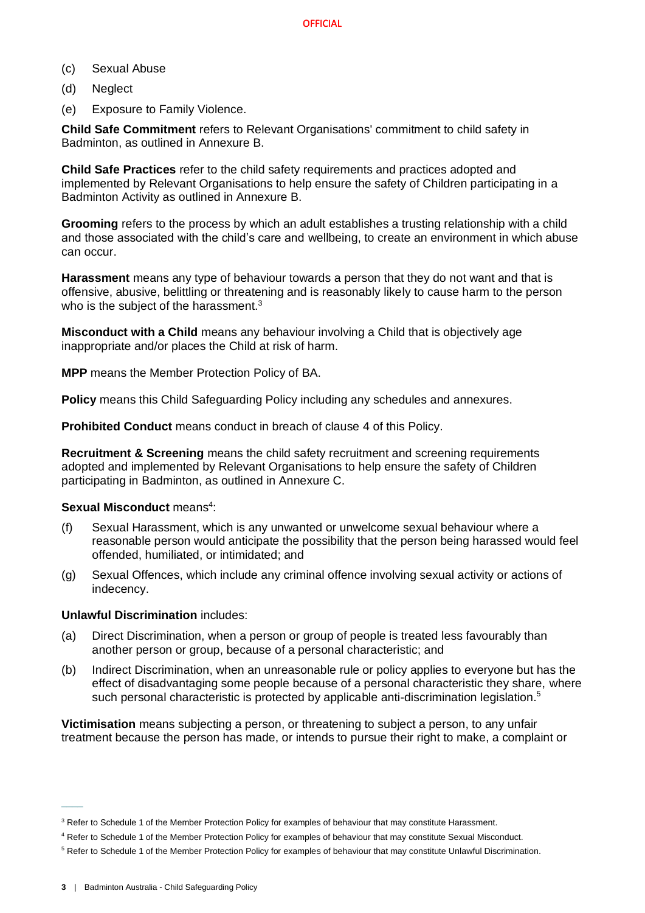(c) Sexual Abuse

(d) Neglect

(e) Exposure to Family Violence.

**Child Safe Commitment** refers to Relevant Organisations' commitment to child safety in Badminton, as outlined in Annexure B.

**Child Safe Practices** refer to the child safety requirements and practices adopted and implemented by Relevant Organisations to help ensure the safety of Children participating in a Badminton Activity as outlined in Annexure B.

**Grooming** refers to the process by which an adult establishes a trusting relationship with a child and those associated with the child's care and wellbeing, to create an environment in which abuse can occur.

**Harassment** means any type of behaviour towards a person that they do not want and that is offensive, abusive, belittling or threatening and is reasonably likely to cause harm to the person who is the subject of the harassment.[3]

**Misconduct with a Child** means any behaviour involving a Child that is objectively age inappropriate and/or places the Child at risk of harm.

**MPP** means the Member Protection Policy of BA.

**Policy** means this Child Safeguarding Policy including any schedules and annexures.

**Prohibited Conduct** means conduct in breach of clause 4 of this Policy.

**Recruitment & Screening** means the child safety recruitment and screening requirements adopted and implemented by Relevant Organisations to help ensure the safety of Children participating in Badminton, as outlined in Annexure C.

**Sexual Misconduct** means[4]:

(f) Sexual Harassment, which is any unwanted or unwelcome sexual behaviour where a reasonable person would anticipate the possibility that the person being harassed would feel offended, humiliated, or intimidated; and

(g) Sexual Offences, which include any criminal offence involving sexual activity or actions of indecency.

**Unlawful Discrimination** includes:

(a) Direct Discrimination, when a person or group of people is treated less favourably than another person or group, because of a personal characteristic; and

(b) Indirect Discrimination, when an unreasonable rule or policy applies to everyone but has the effect of disadvantaging some people because of a personal characteristic they share, where such personal characteristic is protected by applicable anti-discrimination legislation.[5]

**Victimisation** means subjecting a person, or threatening to subject a person, to any unfair treatment because the person has made, or intends to pursue their right to make, a complaint or

---

[3] Refer to Schedule 1 of the Member Protection Policy for examples of behaviour that may constitute Harassment.

[4] Refer to Schedule 1 of the Member Protection Policy for examples of behaviour that may constitute Sexual Misconduct.

[5] Refer to Schedule 1 of the Member Protection Policy for examples of behaviour that may constitute Unlawful Discrimination.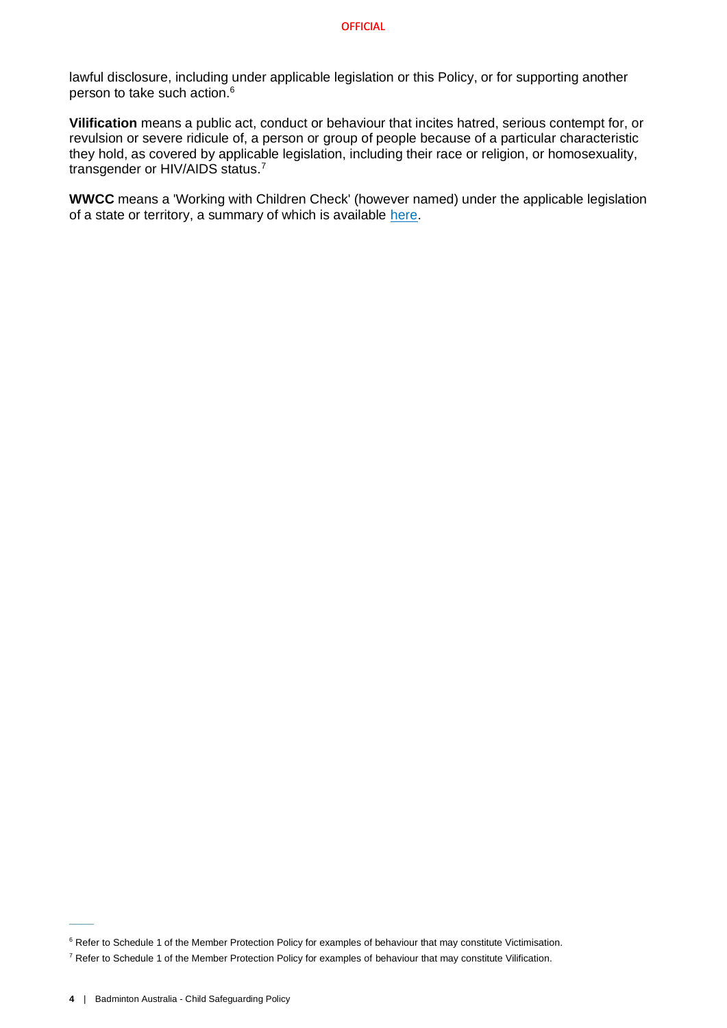lawful disclosure, including under applicable legislation or this Policy, or for supporting another person to take such action.[6]

**Vilification** means a public act, conduct or behaviour that incites hatred, serious contempt for, or revulsion or severe ridicule of, a person or group of people because of a particular characteristic they hold, as covered by applicable legislation, including their race or religion, or homosexuality, transgender or HIV/AIDS status.[7]

**WWCC** means a 'Working with Children Check' (however named) under the applicable legislation of a state or territory, a summary of which is available here.

---

[6] Refer to Schedule 1 of the Member Protection Policy for examples of behaviour that may constitute Victimisation.

[7] Refer to Schedule 1 of the Member Protection Policy for examples of behaviour that may constitute Vilification.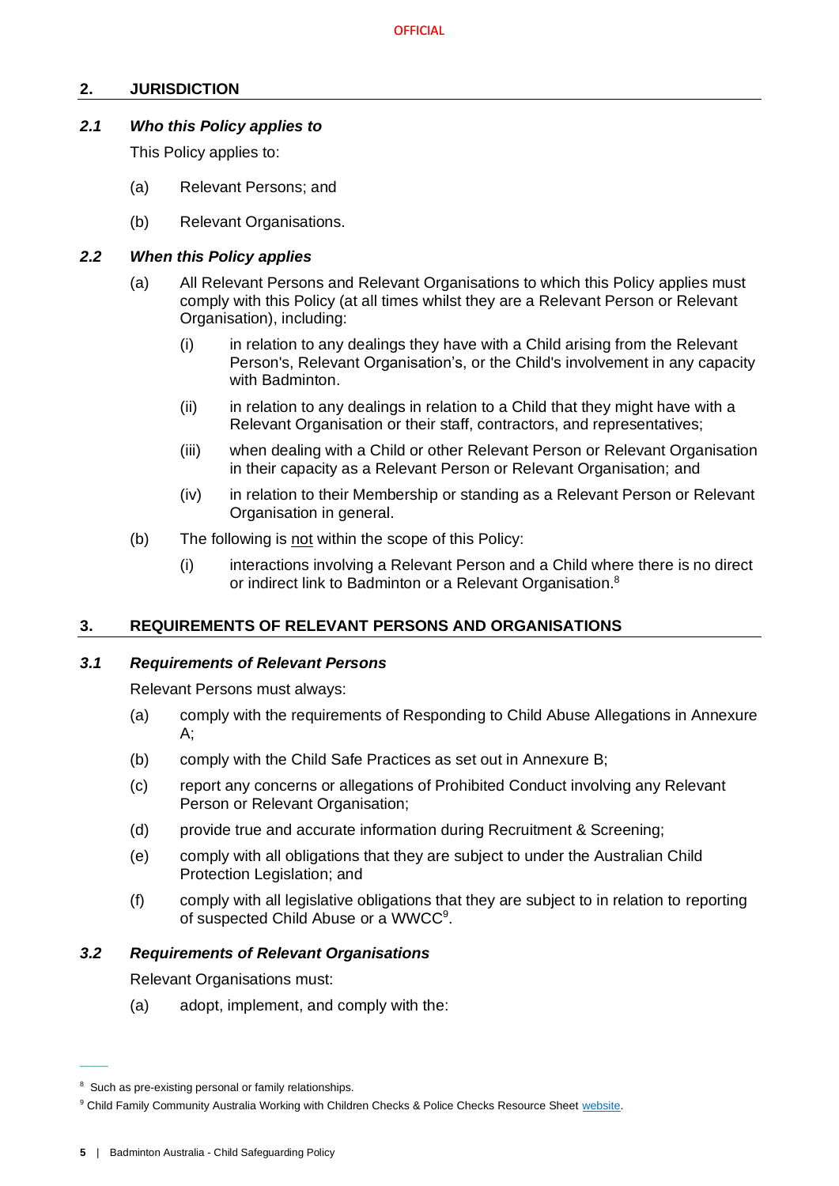## 2. JURISDICTION

### *2.1 Who this Policy applies to*

This Policy applies to:

(a) Relevant Persons; and

(b) Relevant Organisations.

### *2.2 When this Policy applies*

(a) All Relevant Persons and Relevant Organisations to which this Policy applies must comply with this Policy (at all times whilst they are a Relevant Person or Relevant Organisation), including:

(i) in relation to any dealings they have with a Child arising from the Relevant Person's, Relevant Organisation's, or the Child's involvement in any capacity with Badminton.

(ii) in relation to any dealings in relation to a Child that they might have with a Relevant Organisation or their staff, contractors, and representatives;

(iii) when dealing with a Child or other Relevant Person or Relevant Organisation in their capacity as a Relevant Person or Relevant Organisation; and

(iv) in relation to their Membership or standing as a Relevant Person or Relevant Organisation in general.

(b) The following is <u>not</u> within the scope of this Policy:

(i) interactions involving a Relevant Person and a Child where there is no direct or indirect link to Badminton or a Relevant Organisation.[8]

## 3. REQUIREMENTS OF RELEVANT PERSONS AND ORGANISATIONS

### *3.1 Requirements of Relevant Persons*

Relevant Persons must always:

(a) comply with the requirements of Responding to Child Abuse Allegations in Annexure A;

(b) comply with the Child Safe Practices as set out in Annexure B;

(c) report any concerns or allegations of Prohibited Conduct involving any Relevant Person or Relevant Organisation;

(d) provide true and accurate information during Recruitment & Screening;

(e) comply with all obligations that they are subject to under the Australian Child Protection Legislation; and

(f) comply with all legislative obligations that they are subject to in relation to reporting of suspected Child Abuse or a WWCC[9].

### *3.2 Requirements of Relevant Organisations*

Relevant Organisations must:

(a) adopt, implement, and comply with the:

---

[8] Such as pre-existing personal or family relationships.

[9] Child Family Community Australia Working with Children Checks & Police Checks Resource Sheet website.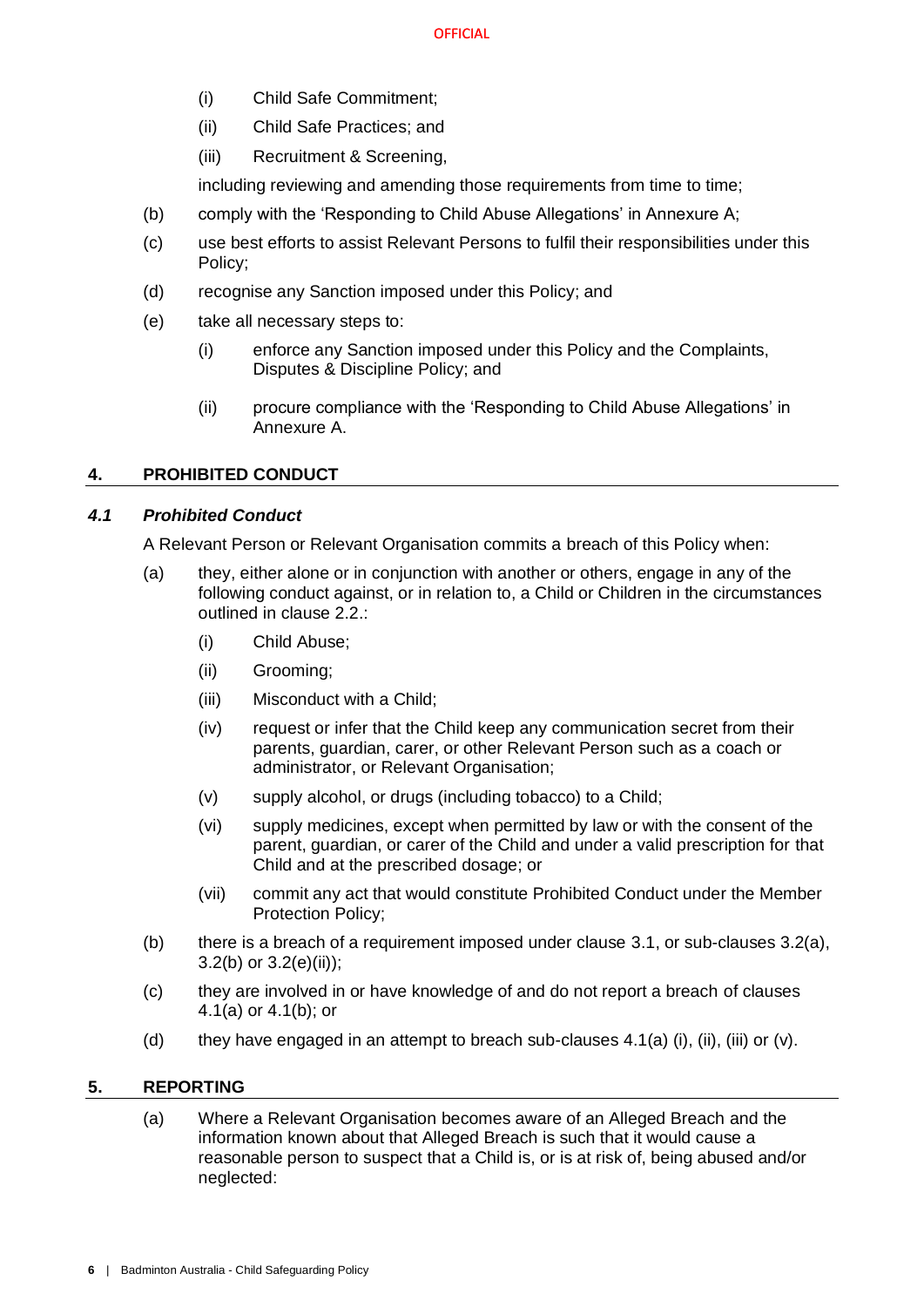(i) Child Safe Commitment;

(ii) Child Safe Practices; and

(iii) Recruitment & Screening,

including reviewing and amending those requirements from time to time;

(b) comply with the 'Responding to Child Abuse Allegations' in Annexure A;

(c) use best efforts to assist Relevant Persons to fulfil their responsibilities under this Policy;

(d) recognise any Sanction imposed under this Policy; and

(e) take all necessary steps to:

(i) enforce any Sanction imposed under this Policy and the Complaints, Disputes & Discipline Policy; and

(ii) procure compliance with the 'Responding to Child Abuse Allegations' in Annexure A.

## 4. PROHIBITED CONDUCT

### *4.1 Prohibited Conduct*

A Relevant Person or Relevant Organisation commits a breach of this Policy when:

(a) they, either alone or in conjunction with another or others, engage in any of the following conduct against, or in relation to, a Child or Children in the circumstances outlined in clause 2.2.:

(i) Child Abuse;

(ii) Grooming;

(iii) Misconduct with a Child;

(iv) request or infer that the Child keep any communication secret from their parents, guardian, carer, or other Relevant Person such as a coach or administrator, or Relevant Organisation;

(v) supply alcohol, or drugs (including tobacco) to a Child;

(vi) supply medicines, except when permitted by law or with the consent of the parent, guardian, or carer of the Child and under a valid prescription for that Child and at the prescribed dosage; or

(vii) commit any act that would constitute Prohibited Conduct under the Member Protection Policy;

(b) there is a breach of a requirement imposed under clause 3.1, or sub-clauses 3.2(a), 3.2(b) or 3.2(e)(ii));

(c) they are involved in or have knowledge of and do not report a breach of clauses 4.1(a) or 4.1(b); or

(d) they have engaged in an attempt to breach sub-clauses 4.1(a) (i), (ii), (iii) or (v).

## 5. REPORTING

(a) Where a Relevant Organisation becomes aware of an Alleged Breach and the information known about that Alleged Breach is such that it would cause a reasonable person to suspect that a Child is, or is at risk of, being abused and/or neglected: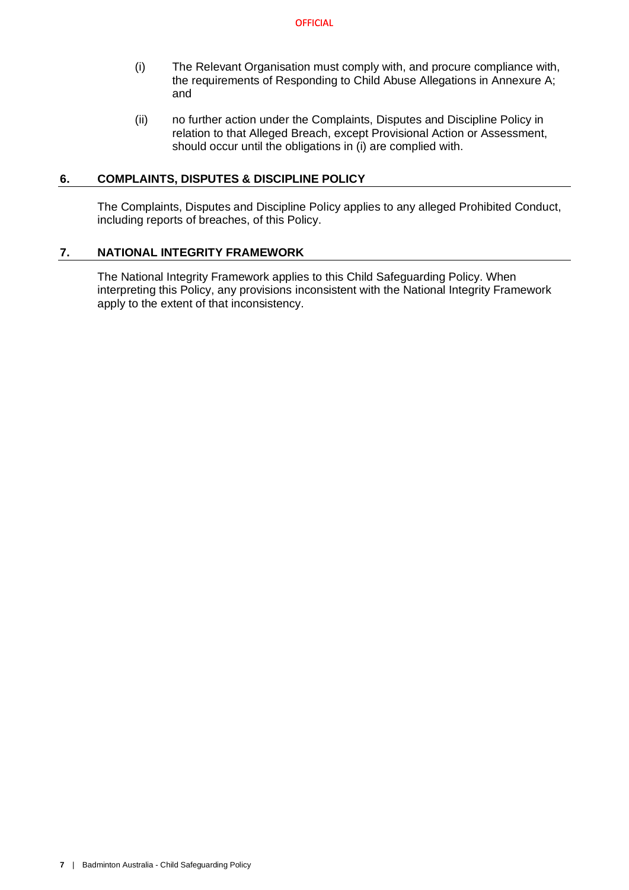(i) The Relevant Organisation must comply with, and procure compliance with, the requirements of Responding to Child Abuse Allegations in Annexure A; and

(ii) no further action under the Complaints, Disputes and Discipline Policy in relation to that Alleged Breach, except Provisional Action or Assessment, should occur until the obligations in (i) are complied with.

## 6. COMPLAINTS, DISPUTES & DISCIPLINE POLICY

The Complaints, Disputes and Discipline Policy applies to any alleged Prohibited Conduct, including reports of breaches, of this Policy.

## 7. NATIONAL INTEGRITY FRAMEWORK

The National Integrity Framework applies to this Child Safeguarding Policy. When interpreting this Policy, any provisions inconsistent with the National Integrity Framework apply to the extent of that inconsistency.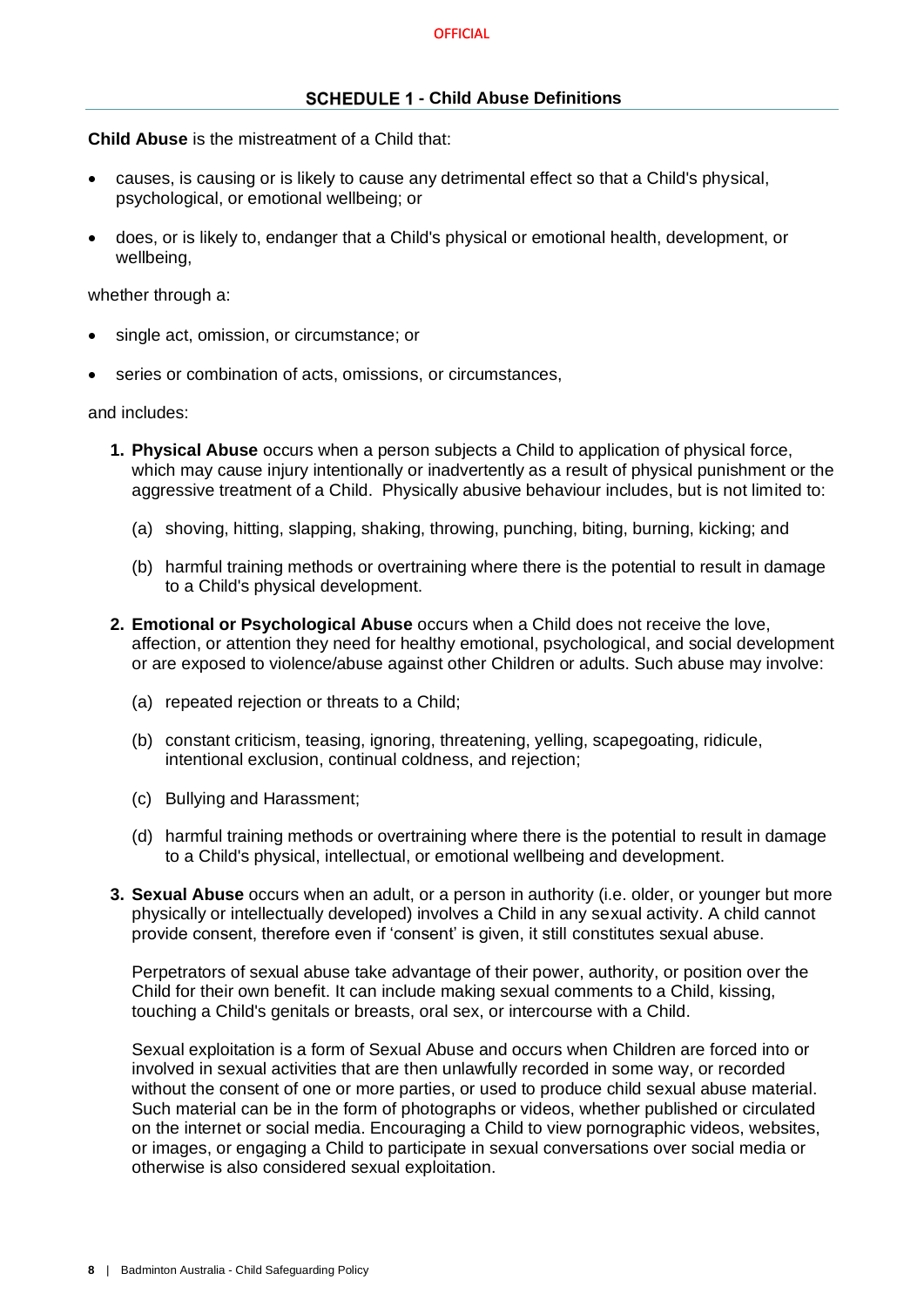## SCHEDULE 1 - Child Abuse Definitions

**Child Abuse** is the mistreatment of a Child that:

- causes, is causing or is likely to cause any detrimental effect so that a Child's physical, psychological, or emotional wellbeing; or
- does, or is likely to, endanger that a Child's physical or emotional health, development, or wellbeing,

whether through a:

- single act, omission, or circumstance; or
- series or combination of acts, omissions, or circumstances,

and includes:

1. **Physical Abuse** occurs when a person subjects a Child to application of physical force, which may cause injury intentionally or inadvertently as a result of physical punishment or the aggressive treatment of a Child. Physically abusive behaviour includes, but is not limited to:

   (a) shoving, hitting, slapping, shaking, throwing, punching, biting, burning, kicking; and

   (b) harmful training methods or overtraining where there is the potential to result in damage to a Child's physical development.

2. **Emotional or Psychological Abuse** occurs when a Child does not receive the love, affection, or attention they need for healthy emotional, psychological, and social development or are exposed to violence/abuse against other Children or adults. Such abuse may involve:

   (a) repeated rejection or threats to a Child;

   (b) constant criticism, teasing, ignoring, threatening, yelling, scapegoating, ridicule, intentional exclusion, continual coldness, and rejection;

   (c) Bullying and Harassment;

   (d) harmful training methods or overtraining where there is the potential to result in damage to a Child's physical, intellectual, or emotional wellbeing and development.

3. **Sexual Abuse** occurs when an adult, or a person in authority (i.e. older, or younger but more physically or intellectually developed) involves a Child in any sexual activity. A child cannot provide consent, therefore even if 'consent' is given, it still constitutes sexual abuse.

   Perpetrators of sexual abuse take advantage of their power, authority, or position over the Child for their own benefit. It can include making sexual comments to a Child, kissing, touching a Child's genitals or breasts, oral sex, or intercourse with a Child.

   Sexual exploitation is a form of Sexual Abuse and occurs when Children are forced into or involved in sexual activities that are then unlawfully recorded in some way, or recorded without the consent of one or more parties, or used to produce child sexual abuse material. Such material can be in the form of photographs or videos, whether published or circulated on the internet or social media. Encouraging a Child to view pornographic videos, websites, or images, or engaging a Child to participate in sexual conversations over social media or otherwise is also considered sexual exploitation.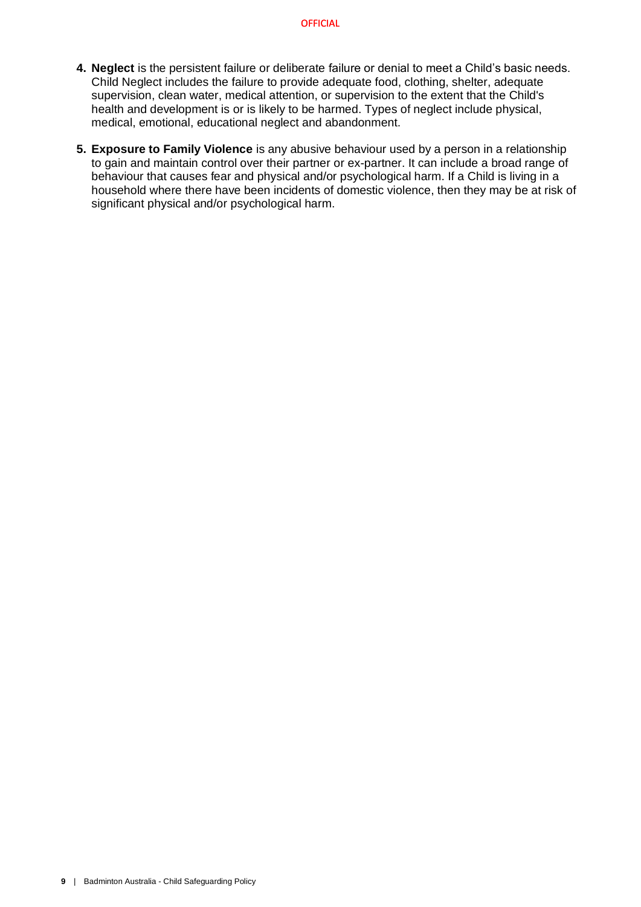4. **Neglect** is the persistent failure or deliberate failure or denial to meet a Child's basic needs. Child Neglect includes the failure to provide adequate food, clothing, shelter, adequate supervision, clean water, medical attention, or supervision to the extent that the Child's health and development is or is likely to be harmed. Types of neglect include physical, medical, emotional, educational neglect and abandonment.

5. **Exposure to Family Violence** is any abusive behaviour used by a person in a relationship to gain and maintain control over their partner or ex-partner. It can include a broad range of behaviour that causes fear and physical and/or psychological harm. If a Child is living in a household where there have been incidents of domestic violence, then they may be at risk of significant physical and/or psychological harm.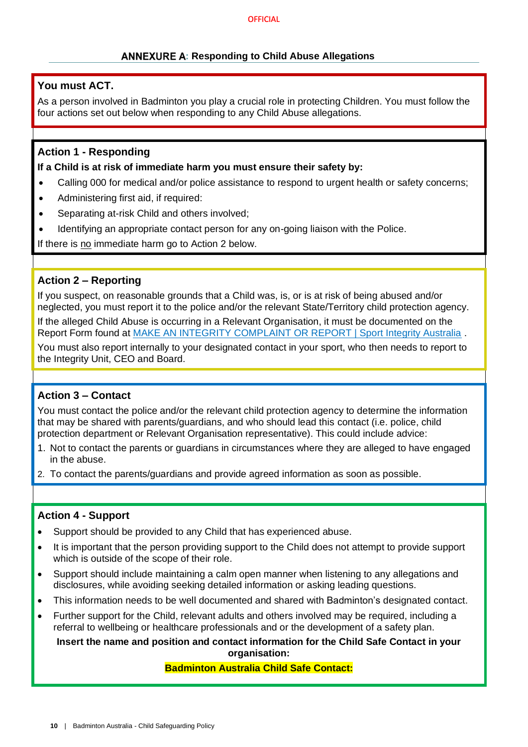## ANNEXURE A: Responding to Child Abuse Allegations

### You must ACT.

As a person involved in Badminton you play a crucial role in protecting Children. You must follow the four actions set out below when responding to any Child Abuse allegations.

### Action 1 - Responding

**If a Child is at risk of immediate harm you must ensure their safety by:**

- Calling 000 for medical and/or police assistance to respond to urgent health or safety concerns;
- Administering first aid, if required:
- Separating at-risk Child and others involved;
- Identifying an appropriate contact person for any on-going liaison with the Police.

If there is no immediate harm go to Action 2 below.

### Action 2 – Reporting

If you suspect, on reasonable grounds that a Child was, is, or is at risk of being abused and/or neglected, you must report it to the police and/or the relevant State/Territory child protection agency.

If the alleged Child Abuse is occurring in a Relevant Organisation, it must be documented on the Report Form found at MAKE AN INTEGRITY COMPLAINT OR REPORT | Sport Integrity Australia .

You must also report internally to your designated contact in your sport, who then needs to report to the Integrity Unit, CEO and Board.

### Action 3 – Contact

You must contact the police and/or the relevant child protection agency to determine the information that may be shared with parents/guardians, and who should lead this contact (i.e. police, child protection department or Relevant Organisation representative). This could include advice:

1. Not to contact the parents or guardians in circumstances where they are alleged to have engaged in the abuse.
2. To contact the parents/guardians and provide agreed information as soon as possible.

### Action 4 - Support

- Support should be provided to any Child that has experienced abuse.
- It is important that the person providing support to the Child does not attempt to provide support which is outside of the scope of their role.
- Support should include maintaining a calm open manner when listening to any allegations and disclosures, while avoiding seeking detailed information or asking leading questions.
- This information needs to be well documented and shared with Badminton's designated contact.
- Further support for the Child, relevant adults and others involved may be required, including a referral to wellbeing or healthcare professionals and or the development of a safety plan.

**Insert the name and position and contact information for the Child Safe Contact in your organisation:**

**Badminton Australia Child Safe Contact:**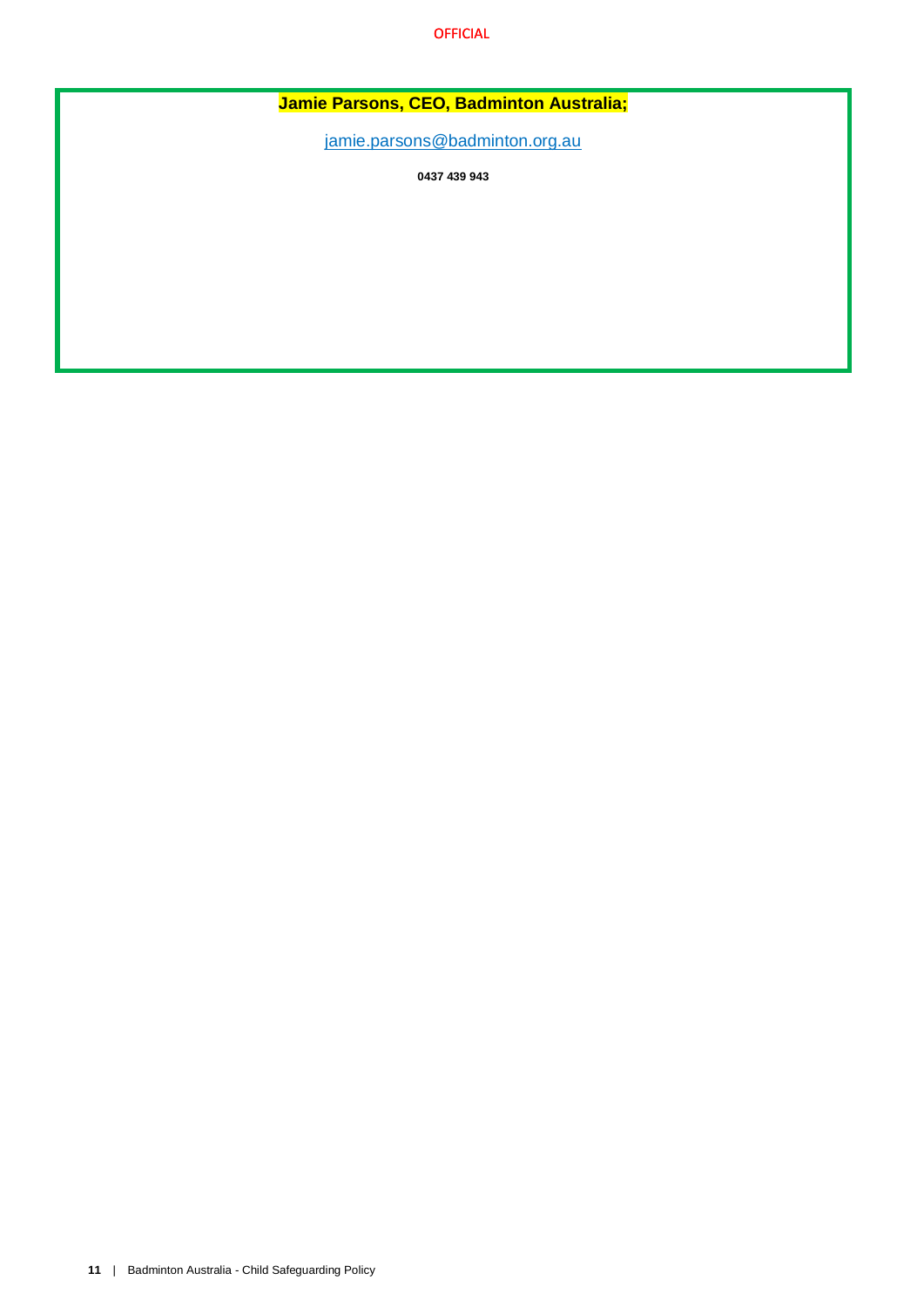**Jamie Parsons, CEO, Badminton Australia;**

jamie.parsons@badminton.org.au

**0437 439 943**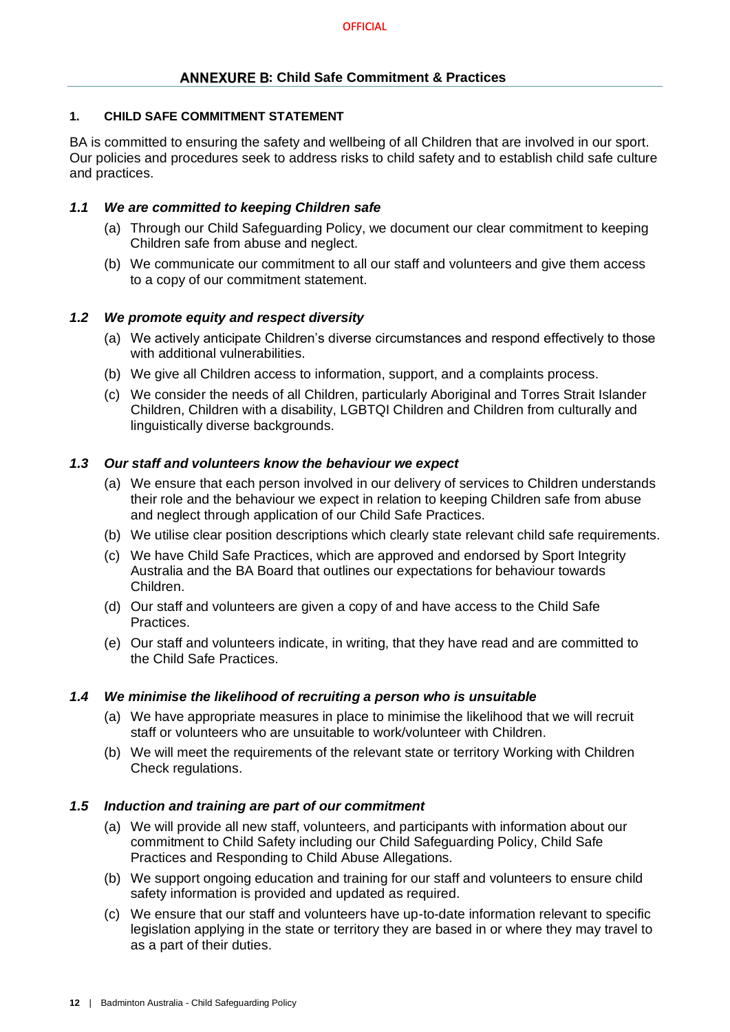## ANNEXURE B: Child Safe Commitment & Practices

### 1. CHILD SAFE COMMITMENT STATEMENT

BA is committed to ensuring the safety and wellbeing of all Children that are involved in our sport. Our policies and procedures seek to address risks to child safety and to establish child safe culture and practices.

#### *1.1 We are committed to keeping Children safe*

(a) Through our Child Safeguarding Policy, we document our clear commitment to keeping Children safe from abuse and neglect.

(b) We communicate our commitment to all our staff and volunteers and give them access to a copy of our commitment statement.

#### *1.2 We promote equity and respect diversity*

(a) We actively anticipate Children's diverse circumstances and respond effectively to those with additional vulnerabilities.

(b) We give all Children access to information, support, and a complaints process.

(c) We consider the needs of all Children, particularly Aboriginal and Torres Strait Islander Children, Children with a disability, LGBTQI Children and Children from culturally and linguistically diverse backgrounds.

#### *1.3 Our staff and volunteers know the behaviour we expect*

(a) We ensure that each person involved in our delivery of services to Children understands their role and the behaviour we expect in relation to keeping Children safe from abuse and neglect through application of our Child Safe Practices.

(b) We utilise clear position descriptions which clearly state relevant child safe requirements.

(c) We have Child Safe Practices, which are approved and endorsed by Sport Integrity Australia and the BA Board that outlines our expectations for behaviour towards Children.

(d) Our staff and volunteers are given a copy of and have access to the Child Safe Practices.

(e) Our staff and volunteers indicate, in writing, that they have read and are committed to the Child Safe Practices.

#### *1.4 We minimise the likelihood of recruiting a person who is unsuitable*

(a) We have appropriate measures in place to minimise the likelihood that we will recruit staff or volunteers who are unsuitable to work/volunteer with Children.

(b) We will meet the requirements of the relevant state or territory Working with Children Check regulations.

#### *1.5 Induction and training are part of our commitment*

(a) We will provide all new staff, volunteers, and participants with information about our commitment to Child Safety including our Child Safeguarding Policy, Child Safe Practices and Responding to Child Abuse Allegations.

(b) We support ongoing education and training for our staff and volunteers to ensure child safety information is provided and updated as required.

(c) We ensure that our staff and volunteers have up-to-date information relevant to specific legislation applying in the state or territory they are based in or where they may travel to as a part of their duties.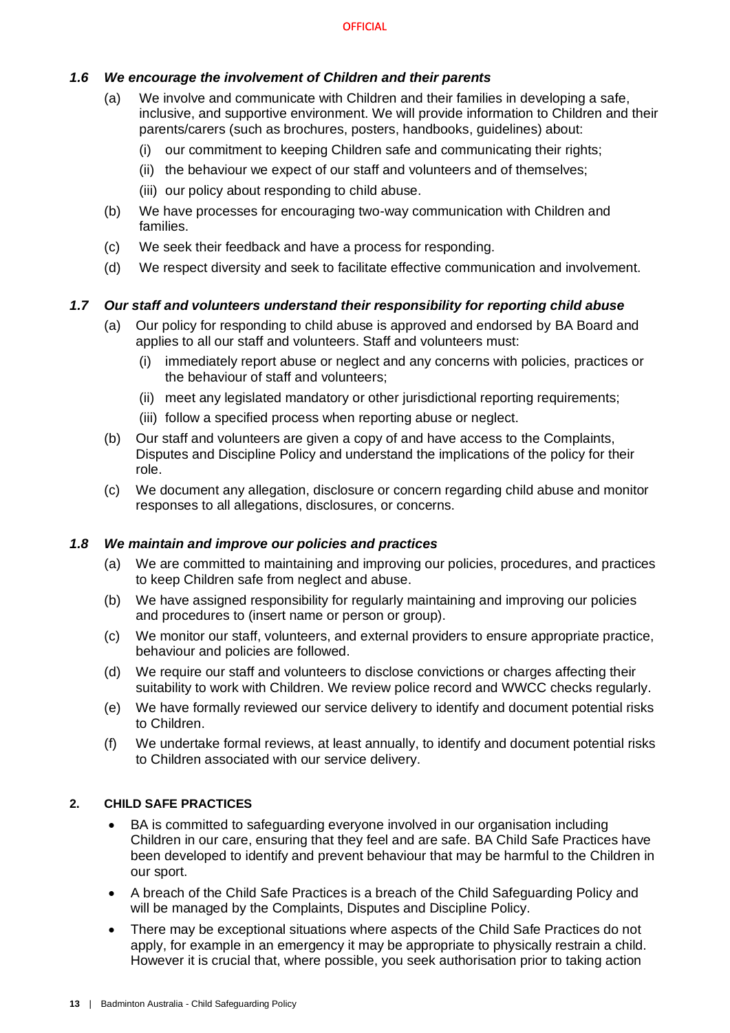### *1.6 We encourage the involvement of Children and their parents*

(a) We involve and communicate with Children and their families in developing a safe, inclusive, and supportive environment. We will provide information to Children and their parents/carers (such as brochures, posters, handbooks, guidelines) about:

  (i) our commitment to keeping Children safe and communicating their rights;

  (ii) the behaviour we expect of our staff and volunteers and of themselves;

  (iii) our policy about responding to child abuse.

(b) We have processes for encouraging two-way communication with Children and families.

(c) We seek their feedback and have a process for responding.

(d) We respect diversity and seek to facilitate effective communication and involvement.

### *1.7 Our staff and volunteers understand their responsibility for reporting child abuse*

(a) Our policy for responding to child abuse is approved and endorsed by BA Board and applies to all our staff and volunteers. Staff and volunteers must:

  (i) immediately report abuse or neglect and any concerns with policies, practices or the behaviour of staff and volunteers;

  (ii) meet any legislated mandatory or other jurisdictional reporting requirements;

  (iii) follow a specified process when reporting abuse or neglect.

(b) Our staff and volunteers are given a copy of and have access to the Complaints, Disputes and Discipline Policy and understand the implications of the policy for their role.

(c) We document any allegation, disclosure or concern regarding child abuse and monitor responses to all allegations, disclosures, or concerns.

### *1.8 We maintain and improve our policies and practices*

(a) We are committed to maintaining and improving our policies, procedures, and practices to keep Children safe from neglect and abuse.

(b) We have assigned responsibility for regularly maintaining and improving our policies and procedures to (insert name or person or group).

(c) We monitor our staff, volunteers, and external providers to ensure appropriate practice, behaviour and policies are followed.

(d) We require our staff and volunteers to disclose convictions or charges affecting their suitability to work with Children. We review police record and WWCC checks regularly.

(e) We have formally reviewed our service delivery to identify and document potential risks to Children.

(f) We undertake formal reviews, at least annually, to identify and document potential risks to Children associated with our service delivery.

## 2. CHILD SAFE PRACTICES

- BA is committed to safeguarding everyone involved in our organisation including Children in our care, ensuring that they feel and are safe. BA Child Safe Practices have been developed to identify and prevent behaviour that may be harmful to the Children in our sport.
- A breach of the Child Safe Practices is a breach of the Child Safeguarding Policy and will be managed by the Complaints, Disputes and Discipline Policy.
- There may be exceptional situations where aspects of the Child Safe Practices do not apply, for example in an emergency it may be appropriate to physically restrain a child. However it is crucial that, where possible, you seek authorisation prior to taking action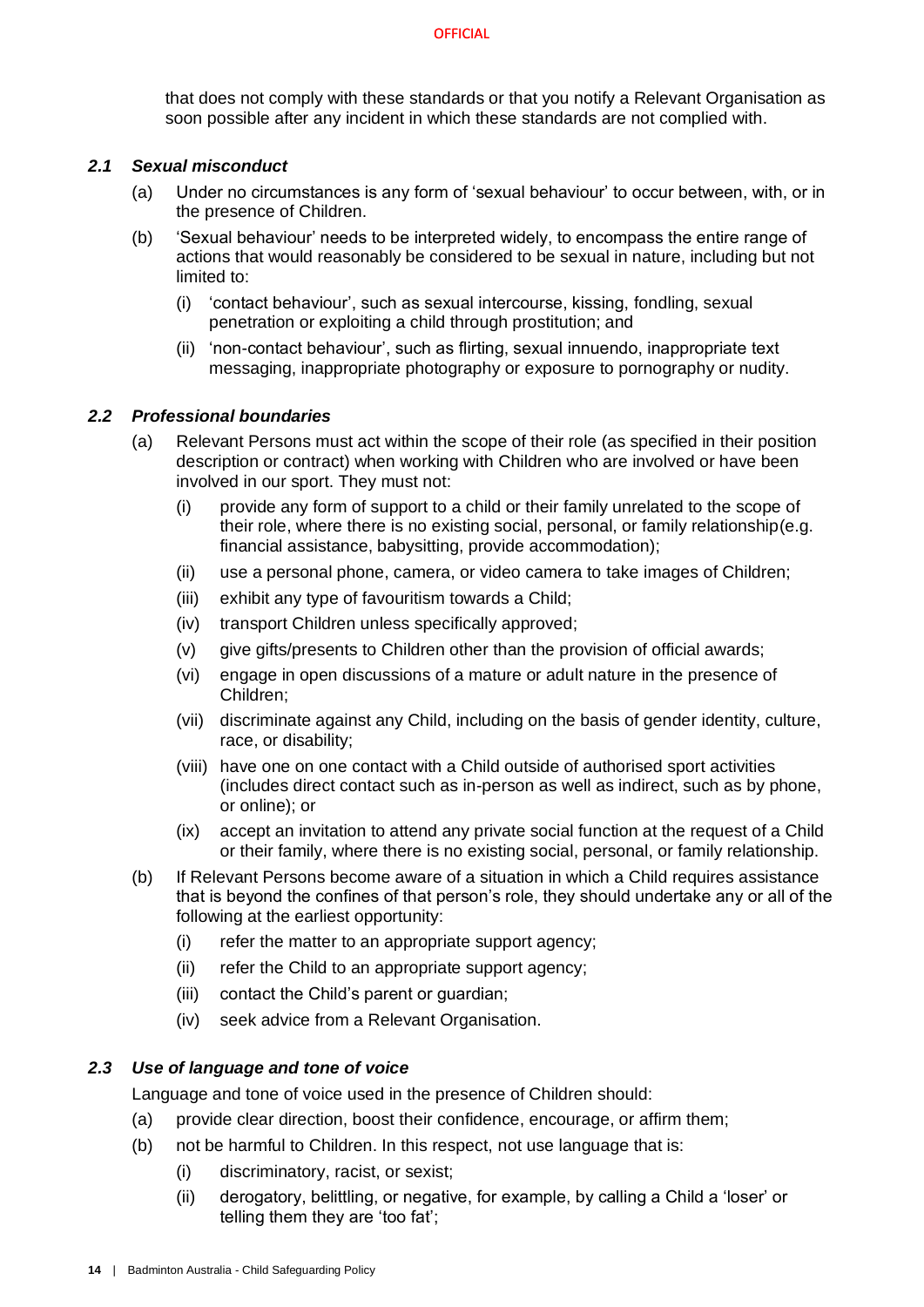that does not comply with these standards or that you notify a Relevant Organisation as soon possible after any incident in which these standards are not complied with.

### *2.1 Sexual misconduct*

(a) Under no circumstances is any form of 'sexual behaviour' to occur between, with, or in the presence of Children.

(b) 'Sexual behaviour' needs to be interpreted widely, to encompass the entire range of actions that would reasonably be considered to be sexual in nature, including but not limited to:

 (i) 'contact behaviour', such as sexual intercourse, kissing, fondling, sexual penetration or exploiting a child through prostitution; and

 (ii) 'non-contact behaviour', such as flirting, sexual innuendo, inappropriate text messaging, inappropriate photography or exposure to pornography or nudity.

### *2.2 Professional boundaries*

(a) Relevant Persons must act within the scope of their role (as specified in their position description or contract) when working with Children who are involved or have been involved in our sport. They must not:

 (i) provide any form of support to a child or their family unrelated to the scope of their role, where there is no existing social, personal, or family relationship(e.g. financial assistance, babysitting, provide accommodation);

 (ii) use a personal phone, camera, or video camera to take images of Children;

 (iii) exhibit any type of favouritism towards a Child;

 (iv) transport Children unless specifically approved;

 (v) give gifts/presents to Children other than the provision of official awards;

 (vi) engage in open discussions of a mature or adult nature in the presence of Children;

 (vii) discriminate against any Child, including on the basis of gender identity, culture, race, or disability;

 (viii) have one on one contact with a Child outside of authorised sport activities (includes direct contact such as in-person as well as indirect, such as by phone, or online); or

 (ix) accept an invitation to attend any private social function at the request of a Child or their family, where there is no existing social, personal, or family relationship.

(b) If Relevant Persons become aware of a situation in which a Child requires assistance that is beyond the confines of that person's role, they should undertake any or all of the following at the earliest opportunity:

 (i) refer the matter to an appropriate support agency;

 (ii) refer the Child to an appropriate support agency;

 (iii) contact the Child's parent or guardian;

 (iv) seek advice from a Relevant Organisation.

### *2.3 Use of language and tone of voice*

Language and tone of voice used in the presence of Children should:

(a) provide clear direction, boost their confidence, encourage, or affirm them;

(b) not be harmful to Children. In this respect, not use language that is:

 (i) discriminatory, racist, or sexist;

 (ii) derogatory, belittling, or negative, for example, by calling a Child a 'loser' or telling them they are 'too fat';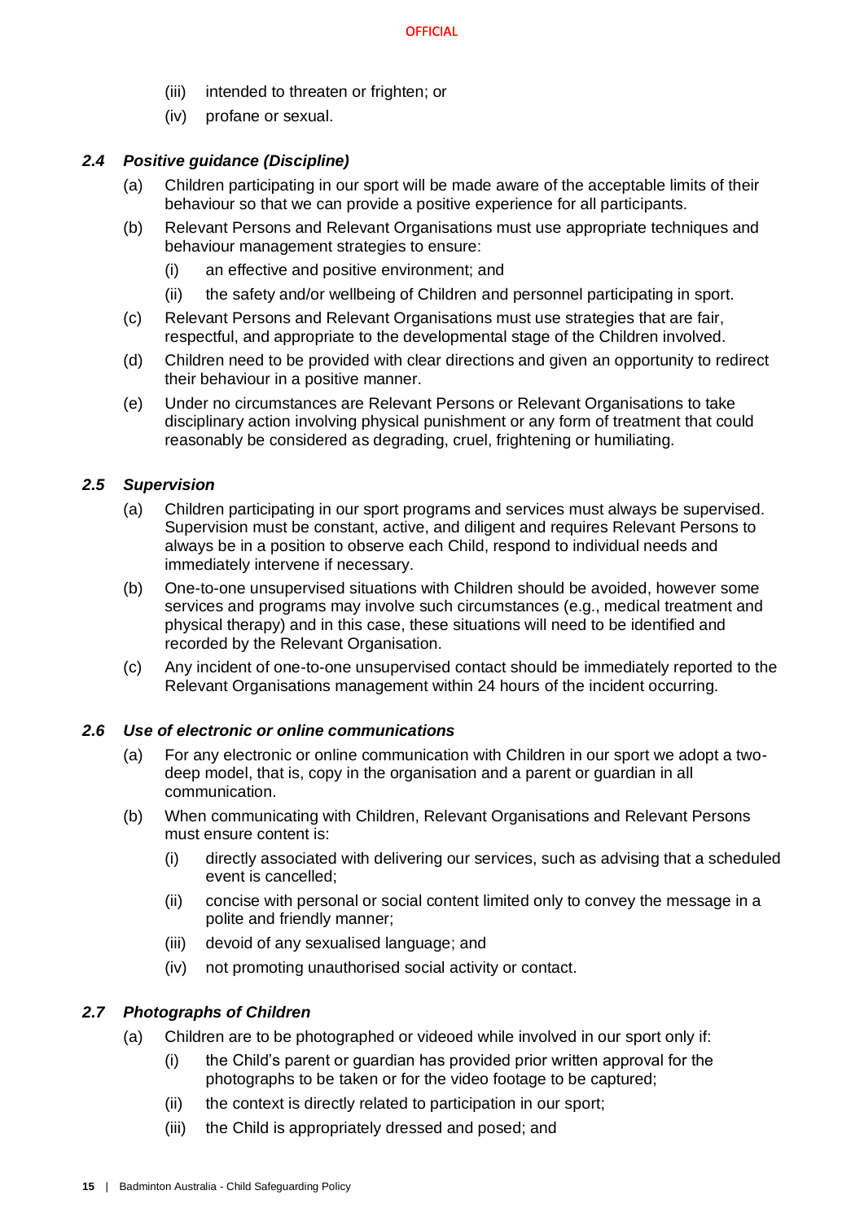(iii) intended to threaten or frighten; or

(iv) profane or sexual.

### *2.4 Positive guidance (Discipline)*

(a) Children participating in our sport will be made aware of the acceptable limits of their behaviour so that we can provide a positive experience for all participants.

(b) Relevant Persons and Relevant Organisations must use appropriate techniques and behaviour management strategies to ensure:

  (i) an effective and positive environment; and

  (ii) the safety and/or wellbeing of Children and personnel participating in sport.

(c) Relevant Persons and Relevant Organisations must use strategies that are fair, respectful, and appropriate to the developmental stage of the Children involved.

(d) Children need to be provided with clear directions and given an opportunity to redirect their behaviour in a positive manner.

(e) Under no circumstances are Relevant Persons or Relevant Organisations to take disciplinary action involving physical punishment or any form of treatment that could reasonably be considered as degrading, cruel, frightening or humiliating.

### *2.5 Supervision*

(a) Children participating in our sport programs and services must always be supervised. Supervision must be constant, active, and diligent and requires Relevant Persons to always be in a position to observe each Child, respond to individual needs and immediately intervene if necessary.

(b) One-to-one unsupervised situations with Children should be avoided, however some services and programs may involve such circumstances (e.g., medical treatment and physical therapy) and in this case, these situations will need to be identified and recorded by the Relevant Organisation.

(c) Any incident of one-to-one unsupervised contact should be immediately reported to the Relevant Organisations management within 24 hours of the incident occurring.

### *2.6 Use of electronic or online communications*

(a) For any electronic or online communication with Children in our sport we adopt a two-deep model, that is, copy in the organisation and a parent or guardian in all communication.

(b) When communicating with Children, Relevant Organisations and Relevant Persons must ensure content is:

  (i) directly associated with delivering our services, such as advising that a scheduled event is cancelled;

  (ii) concise with personal or social content limited only to convey the message in a polite and friendly manner;

  (iii) devoid of any sexualised language; and

  (iv) not promoting unauthorised social activity or contact.

### *2.7 Photographs of Children*

(a) Children are to be photographed or videoed while involved in our sport only if:

  (i) the Child's parent or guardian has provided prior written approval for the photographs to be taken or for the video footage to be captured;

  (ii) the context is directly related to participation in our sport;

  (iii) the Child is appropriately dressed and posed; and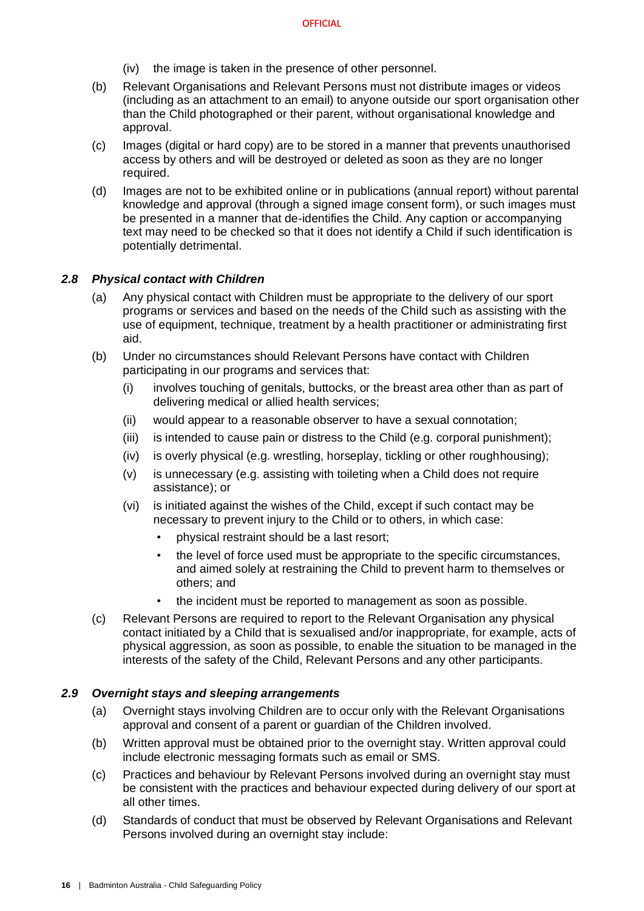(iv) the image is taken in the presence of other personnel.

(b) Relevant Organisations and Relevant Persons must not distribute images or videos (including as an attachment to an email) to anyone outside our sport organisation other than the Child photographed or their parent, without organisational knowledge and approval.

(c) Images (digital or hard copy) are to be stored in a manner that prevents unauthorised access by others and will be destroyed or deleted as soon as they are no longer required.

(d) Images are not to be exhibited online or in publications (annual report) without parental knowledge and approval (through a signed image consent form), or such images must be presented in a manner that de-identifies the Child. Any caption or accompanying text may need to be checked so that it does not identify a Child if such identification is potentially detrimental.

### *2.8 Physical contact with Children*

(a) Any physical contact with Children must be appropriate to the delivery of our sport programs or services and based on the needs of the Child such as assisting with the use of equipment, technique, treatment by a health practitioner or administrating first aid.

(b) Under no circumstances should Relevant Persons have contact with Children participating in our programs and services that:

  (i) involves touching of genitals, buttocks, or the breast area other than as part of delivering medical or allied health services;

  (ii) would appear to a reasonable observer to have a sexual connotation;

  (iii) is intended to cause pain or distress to the Child (e.g. corporal punishment);

  (iv) is overly physical (e.g. wrestling, horseplay, tickling or other roughhousing);

  (v) is unnecessary (e.g. assisting with toileting when a Child does not require assistance); or

  (vi) is initiated against the wishes of the Child, except if such contact may be necessary to prevent injury to the Child or to others, in which case:

  - physical restraint should be a last resort;
  - the level of force used must be appropriate to the specific circumstances, and aimed solely at restraining the Child to prevent harm to themselves or others; and
  - the incident must be reported to management as soon as possible.

(c) Relevant Persons are required to report to the Relevant Organisation any physical contact initiated by a Child that is sexualised and/or inappropriate, for example, acts of physical aggression, as soon as possible, to enable the situation to be managed in the interests of the safety of the Child, Relevant Persons and any other participants.

### *2.9 Overnight stays and sleeping arrangements*

(a) Overnight stays involving Children are to occur only with the Relevant Organisations approval and consent of a parent or guardian of the Children involved.

(b) Written approval must be obtained prior to the overnight stay. Written approval could include electronic messaging formats such as email or SMS.

(c) Practices and behaviour by Relevant Persons involved during an overnight stay must be consistent with the practices and behaviour expected during delivery of our sport at all other times.

(d) Standards of conduct that must be observed by Relevant Organisations and Relevant Persons involved during an overnight stay include: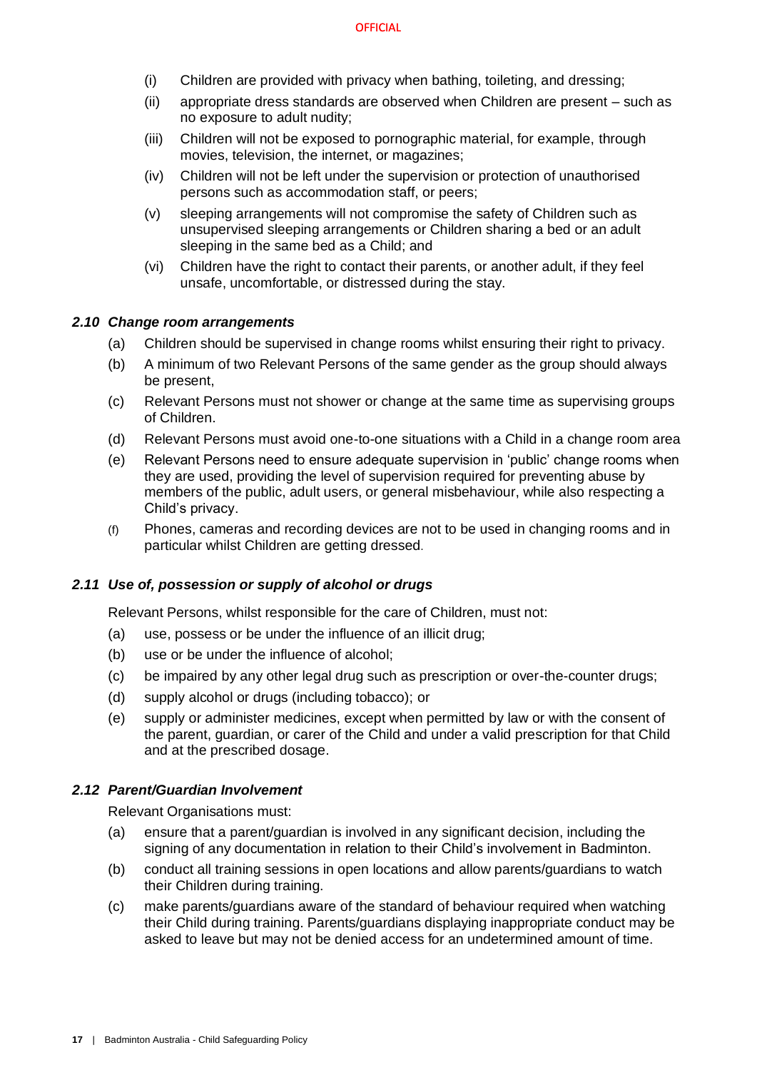(i) Children are provided with privacy when bathing, toileting, and dressing;

(ii) appropriate dress standards are observed when Children are present – such as no exposure to adult nudity;

(iii) Children will not be exposed to pornographic material, for example, through movies, television, the internet, or magazines;

(iv) Children will not be left under the supervision or protection of unauthorised persons such as accommodation staff, or peers;

(v) sleeping arrangements will not compromise the safety of Children such as unsupervised sleeping arrangements or Children sharing a bed or an adult sleeping in the same bed as a Child; and

(vi) Children have the right to contact their parents, or another adult, if they feel unsafe, uncomfortable, or distressed during the stay.

### *2.10 Change room arrangements*

(a) Children should be supervised in change rooms whilst ensuring their right to privacy.

(b) A minimum of two Relevant Persons of the same gender as the group should always be present,

(c) Relevant Persons must not shower or change at the same time as supervising groups of Children.

(d) Relevant Persons must avoid one-to-one situations with a Child in a change room area

(e) Relevant Persons need to ensure adequate supervision in 'public' change rooms when they are used, providing the level of supervision required for preventing abuse by members of the public, adult users, or general misbehaviour, while also respecting a Child's privacy.

(f) Phones, cameras and recording devices are not to be used in changing rooms and in particular whilst Children are getting dressed.

### *2.11 Use of, possession or supply of alcohol or drugs*

Relevant Persons, whilst responsible for the care of Children, must not:

(a) use, possess or be under the influence of an illicit drug;

(b) use or be under the influence of alcohol;

(c) be impaired by any other legal drug such as prescription or over-the-counter drugs;

(d) supply alcohol or drugs (including tobacco); or

(e) supply or administer medicines, except when permitted by law or with the consent of the parent, guardian, or carer of the Child and under a valid prescription for that Child and at the prescribed dosage.

### *2.12 Parent/Guardian Involvement*

Relevant Organisations must:

(a) ensure that a parent/guardian is involved in any significant decision, including the signing of any documentation in relation to their Child's involvement in Badminton.

(b) conduct all training sessions in open locations and allow parents/guardians to watch their Children during training.

(c) make parents/guardians aware of the standard of behaviour required when watching their Child during training. Parents/guardians displaying inappropriate conduct may be asked to leave but may not be denied access for an undetermined amount of time.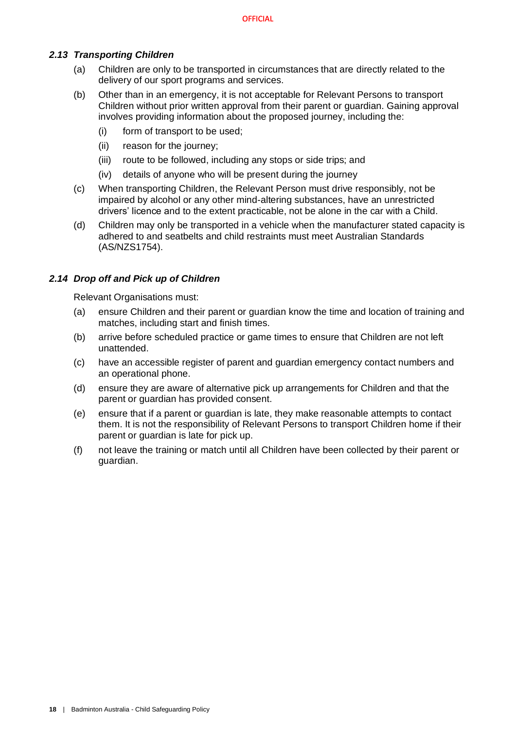### *2.13 Transporting Children*

(a) Children are only to be transported in circumstances that are directly related to the delivery of our sport programs and services.

(b) Other than in an emergency, it is not acceptable for Relevant Persons to transport Children without prior written approval from their parent or guardian. Gaining approval involves providing information about the proposed journey, including the:

   (i) form of transport to be used;

   (ii) reason for the journey;

   (iii) route to be followed, including any stops or side trips; and

   (iv) details of anyone who will be present during the journey

(c) When transporting Children, the Relevant Person must drive responsibly, not be impaired by alcohol or any other mind-altering substances, have an unrestricted drivers' licence and to the extent practicable, not be alone in the car with a Child.

(d) Children may only be transported in a vehicle when the manufacturer stated capacity is adhered to and seatbelts and child restraints must meet Australian Standards (AS/NZS1754).

### *2.14 Drop off and Pick up of Children*

Relevant Organisations must:

(a) ensure Children and their parent or guardian know the time and location of training and matches, including start and finish times.

(b) arrive before scheduled practice or game times to ensure that Children are not left unattended.

(c) have an accessible register of parent and guardian emergency contact numbers and an operational phone.

(d) ensure they are aware of alternative pick up arrangements for Children and that the parent or guardian has provided consent.

(e) ensure that if a parent or guardian is late, they make reasonable attempts to contact them. It is not the responsibility of Relevant Persons to transport Children home if their parent or guardian is late for pick up.

(f) not leave the training or match until all Children have been collected by their parent or guardian.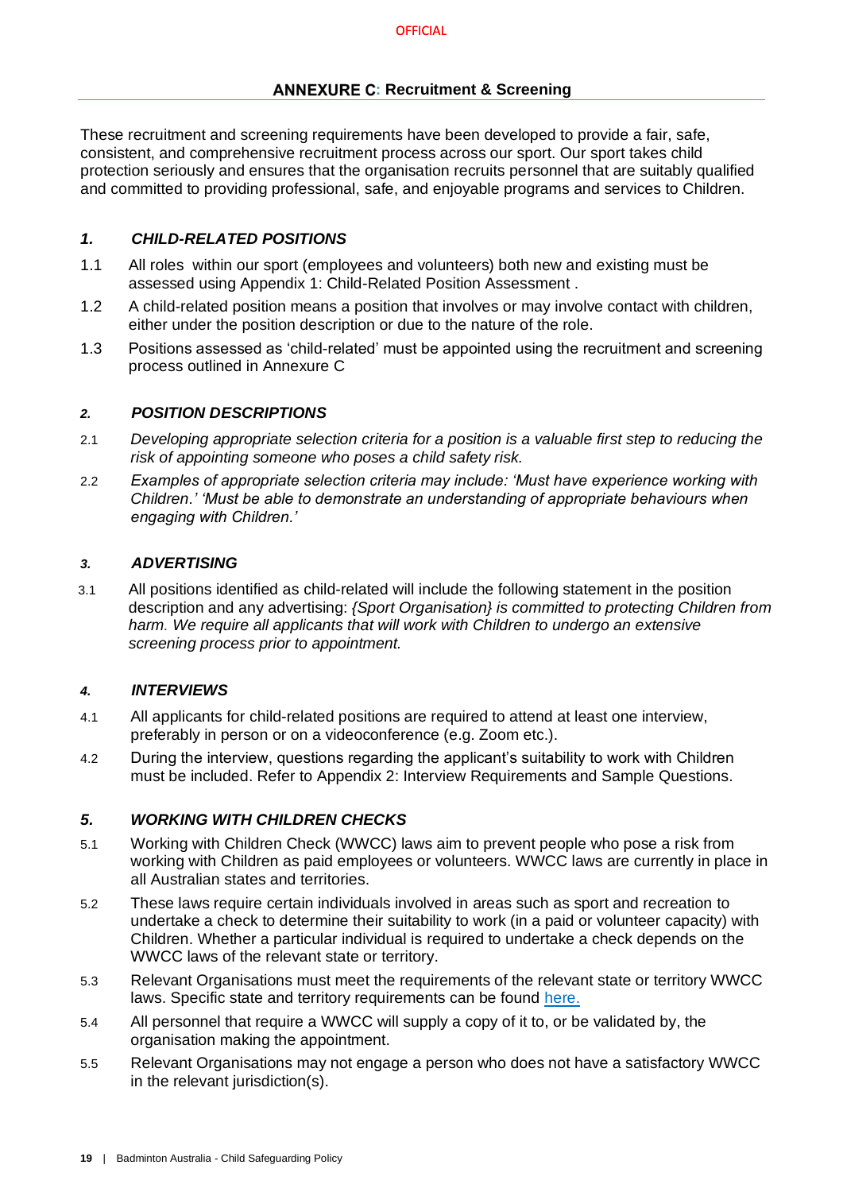## ANNEXURE C: Recruitment & Screening

These recruitment and screening requirements have been developed to provide a fair, safe, consistent, and comprehensive recruitment process across our sport. Our sport takes child protection seriously and ensures that the organisation recruits personnel that are suitably qualified and committed to providing professional, safe, and enjoyable programs and services to Children.

### *1. CHILD-RELATED POSITIONS*

1.1 All roles within our sport (employees and volunteers) both new and existing must be assessed using Appendix 1: Child-Related Position Assessment .

1.2 A child-related position means a position that involves or may involve contact with children, either under the position description or due to the nature of the role.

1.3 Positions assessed as 'child-related' must be appointed using the recruitment and screening process outlined in Annexure C

### *2. POSITION DESCRIPTIONS*

2.1 *Developing appropriate selection criteria for a position is a valuable first step to reducing the risk of appointing someone who poses a child safety risk.*

2.2 *Examples of appropriate selection criteria may include: 'Must have experience working with Children.' 'Must be able to demonstrate an understanding of appropriate behaviours when engaging with Children.'*

### *3. ADVERTISING*

3.1 All positions identified as child-related will include the following statement in the position description and any advertising: *{Sport Organisation} is committed to protecting Children from harm. We require all applicants that will work with Children to undergo an extensive screening process prior to appointment.*

### *4. INTERVIEWS*

4.1 All applicants for child-related positions are required to attend at least one interview, preferably in person or on a videoconference (e.g. Zoom etc.).

4.2 During the interview, questions regarding the applicant's suitability to work with Children must be included. Refer to Appendix 2: Interview Requirements and Sample Questions.

### *5. WORKING WITH CHILDREN CHECKS*

5.1 Working with Children Check (WWCC) laws aim to prevent people who pose a risk from working with Children as paid employees or volunteers. WWCC laws are currently in place in all Australian states and territories.

5.2 These laws require certain individuals involved in areas such as sport and recreation to undertake a check to determine their suitability to work (in a paid or volunteer capacity) with Children. Whether a particular individual is required to undertake a check depends on the WWCC laws of the relevant state or territory.

5.3 Relevant Organisations must meet the requirements of the relevant state or territory WWCC laws. Specific state and territory requirements can be found here.

5.4 All personnel that require a WWCC will supply a copy of it to, or be validated by, the organisation making the appointment.

5.5 Relevant Organisations may not engage a person who does not have a satisfactory WWCC in the relevant jurisdiction(s).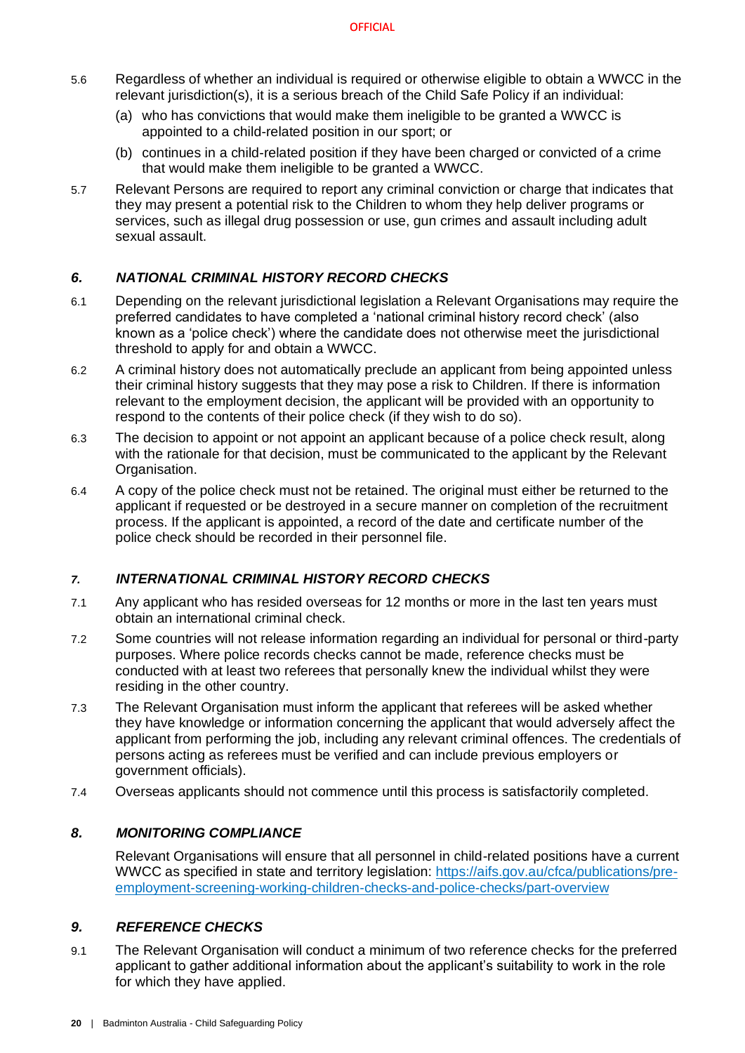5.6 Regardless of whether an individual is required or otherwise eligible to obtain a WWCC in the relevant jurisdiction(s), it is a serious breach of the Child Safe Policy if an individual:

(a) who has convictions that would make them ineligible to be granted a WWCC is appointed to a child-related position in our sport; or

(b) continues in a child-related position if they have been charged or convicted of a crime that would make them ineligible to be granted a WWCC.

5.7 Relevant Persons are required to report any criminal conviction or charge that indicates that they may present a potential risk to the Children to whom they help deliver programs or services, such as illegal drug possession or use, gun crimes and assault including adult sexual assault.

## *6. NATIONAL CRIMINAL HISTORY RECORD CHECKS*

6.1 Depending on the relevant jurisdictional legislation a Relevant Organisations may require the preferred candidates to have completed a 'national criminal history record check' (also known as a 'police check') where the candidate does not otherwise meet the jurisdictional threshold to apply for and obtain a WWCC.

6.2 A criminal history does not automatically preclude an applicant from being appointed unless their criminal history suggests that they may pose a risk to Children. If there is information relevant to the employment decision, the applicant will be provided with an opportunity to respond to the contents of their police check (if they wish to do so).

6.3 The decision to appoint or not appoint an applicant because of a police check result, along with the rationale for that decision, must be communicated to the applicant by the Relevant Organisation.

6.4 A copy of the police check must not be retained. The original must either be returned to the applicant if requested or be destroyed in a secure manner on completion of the recruitment process. If the applicant is appointed, a record of the date and certificate number of the police check should be recorded in their personnel file.

## *7. INTERNATIONAL CRIMINAL HISTORY RECORD CHECKS*

7.1 Any applicant who has resided overseas for 12 months or more in the last ten years must obtain an international criminal check.

7.2 Some countries will not release information regarding an individual for personal or third-party purposes. Where police records checks cannot be made, reference checks must be conducted with at least two referees that personally knew the individual whilst they were residing in the other country.

7.3 The Relevant Organisation must inform the applicant that referees will be asked whether they have knowledge or information concerning the applicant that would adversely affect the applicant from performing the job, including any relevant criminal offences. The credentials of persons acting as referees must be verified and can include previous employers or government officials).

7.4 Overseas applicants should not commence until this process is satisfactorily completed.

## *8. MONITORING COMPLIANCE*

Relevant Organisations will ensure that all personnel in child-related positions have a current WWCC as specified in state and territory legislation: [https://aifs.gov.au/cfca/publications/pre-employment-screening-working-children-checks-and-police-checks/part-overview](https://aifs.gov.au/cfca/publications/pre-employment-screening-working-children-checks-and-police-checks/part-overview)

## *9. REFERENCE CHECKS*

9.1 The Relevant Organisation will conduct a minimum of two reference checks for the preferred applicant to gather additional information about the applicant's suitability to work in the role for which they have applied.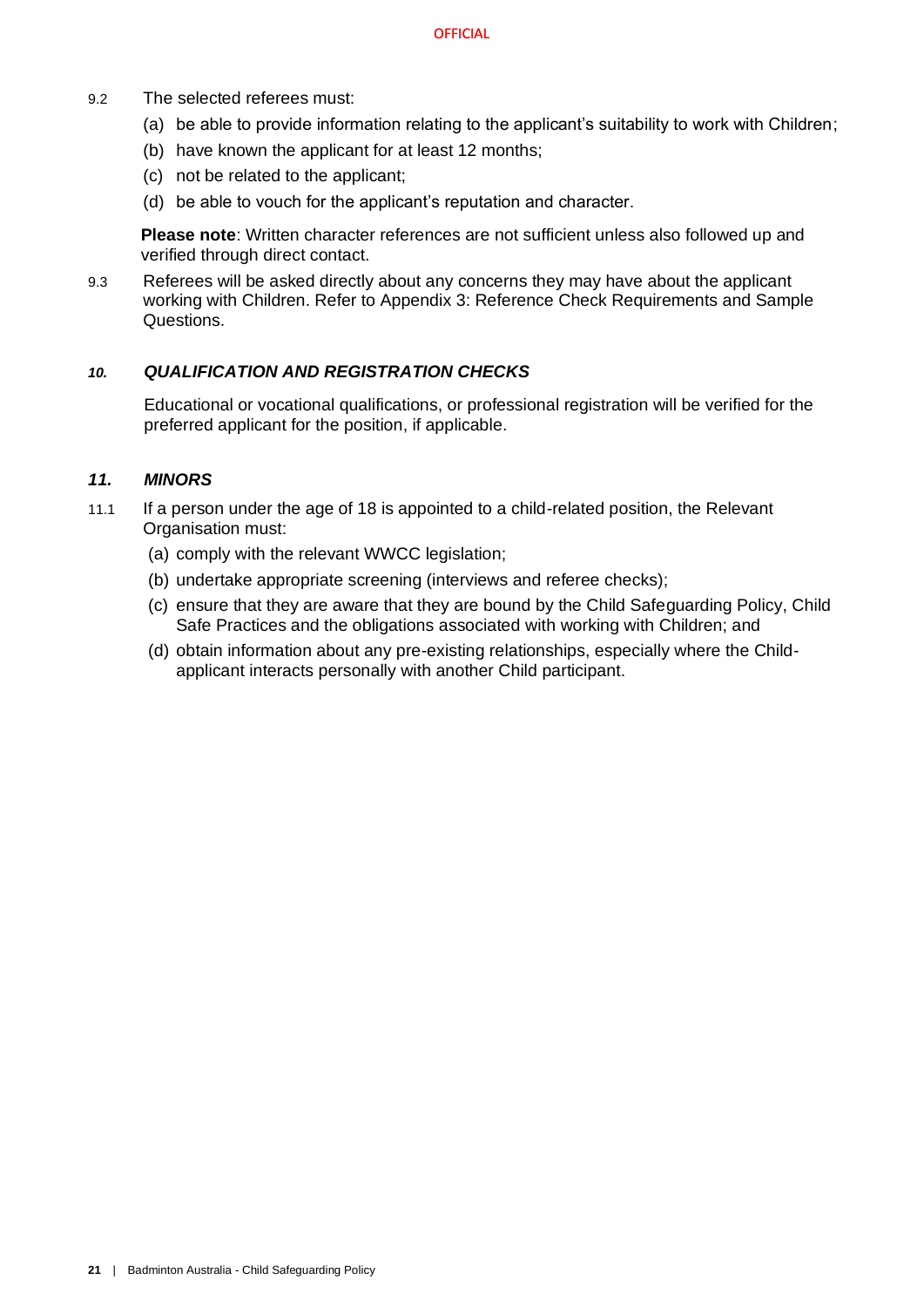9.2 The selected referees must:

(a) be able to provide information relating to the applicant's suitability to work with Children;

(b) have known the applicant for at least 12 months;

(c) not be related to the applicant;

(d) be able to vouch for the applicant's reputation and character.

**Please note**: Written character references are not sufficient unless also followed up and verified through direct contact.

9.3 Referees will be asked directly about any concerns they may have about the applicant working with Children. Refer to Appendix 3: Reference Check Requirements and Sample Questions.

### *10. QUALIFICATION AND REGISTRATION CHECKS*

Educational or vocational qualifications, or professional registration will be verified for the preferred applicant for the position, if applicable.

### *11. MINORS*

11.1 If a person under the age of 18 is appointed to a child-related position, the Relevant Organisation must:

(a) comply with the relevant WWCC legislation;

(b) undertake appropriate screening (interviews and referee checks);

(c) ensure that they are aware that they are bound by the Child Safeguarding Policy, Child Safe Practices and the obligations associated with working with Children; and

(d) obtain information about any pre-existing relationships, especially where the Child-applicant interacts personally with another Child participant.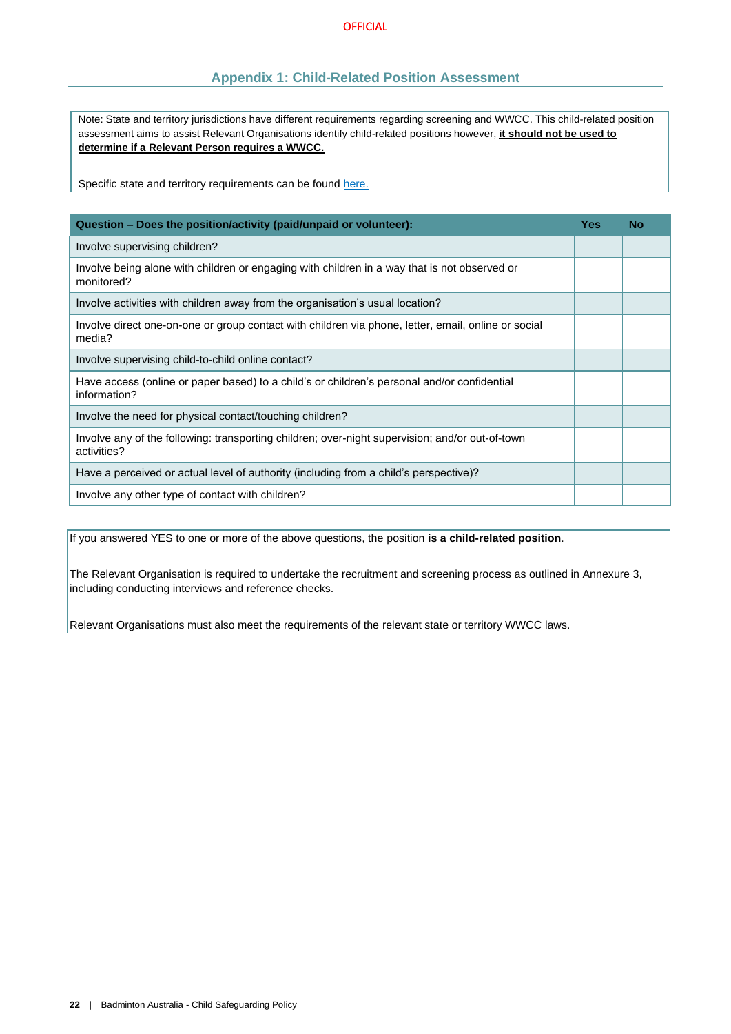## Appendix 1: Child-Related Position Assessment

Note: State and territory jurisdictions have different requirements regarding screening and WWCC. This child-related position assessment aims to assist Relevant Organisations identify child-related positions however, **it should not be used to determine if a Relevant Person requires a WWCC.**

Specific state and territory requirements can be found here.

| Question – Does the position/activity (paid/unpaid or volunteer): | Yes | No |
|---|---|---|
| Involve supervising children? | | |
| Involve being alone with children or engaging with children in a way that is not observed or monitored? | | |
| Involve activities with children away from the organisation's usual location? | | |
| Involve direct one-on-one or group contact with children via phone, letter, email, online or social media? | | |
| Involve supervising child-to-child online contact? | | |
| Have access (online or paper based) to a child's or children's personal and/or confidential information? | | |
| Involve the need for physical contact/touching children? | | |
| Involve any of the following: transporting children; over-night supervision; and/or out-of-town activities? | | |
| Have a perceived or actual level of authority (including from a child's perspective)? | | |
| Involve any other type of contact with children? | | |

If you answered YES to one or more of the above questions, the position **is a child-related position**.

The Relevant Organisation is required to undertake the recruitment and screening process as outlined in Annexure 3, including conducting interviews and reference checks.

Relevant Organisations must also meet the requirements of the relevant state or territory WWCC laws.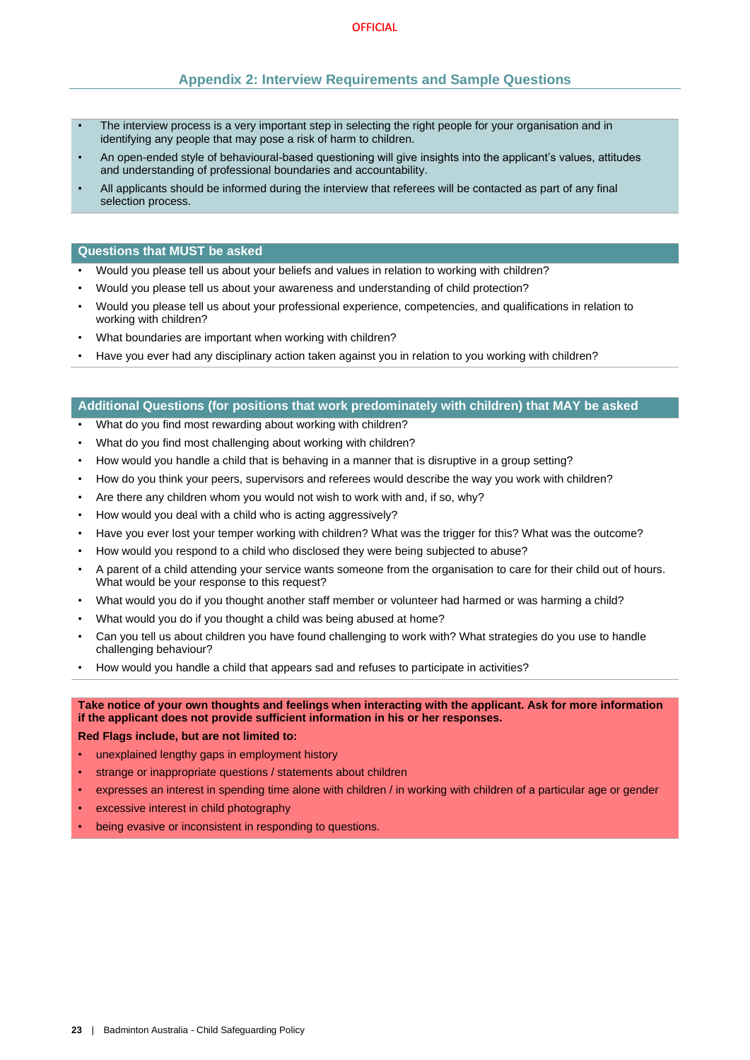## Appendix 2: Interview Requirements and Sample Questions

- The interview process is a very important step in selecting the right people for your organisation and in identifying any people that may pose a risk of harm to children.
- An open-ended style of behavioural-based questioning will give insights into the applicant's values, attitudes and understanding of professional boundaries and accountability.
- All applicants should be informed during the interview that referees will be contacted as part of any final selection process.

### Questions that MUST be asked

- Would you please tell us about your beliefs and values in relation to working with children?
- Would you please tell us about your awareness and understanding of child protection?
- Would you please tell us about your professional experience, competencies, and qualifications in relation to working with children?
- What boundaries are important when working with children?
- Have you ever had any disciplinary action taken against you in relation to you working with children?

### Additional Questions (for positions that work predominately with children) that MAY be asked

- What do you find most rewarding about working with children?
- What do you find most challenging about working with children?
- How would you handle a child that is behaving in a manner that is disruptive in a group setting?
- How do you think your peers, supervisors and referees would describe the way you work with children?
- Are there any children whom you would not wish to work with and, if so, why?
- How would you deal with a child who is acting aggressively?
- Have you ever lost your temper working with children? What was the trigger for this? What was the outcome?
- How would you respond to a child who disclosed they were being subjected to abuse?
- A parent of a child attending your service wants someone from the organisation to care for their child out of hours. What would be your response to this request?
- What would you do if you thought another staff member or volunteer had harmed or was harming a child?
- What would you do if you thought a child was being abused at home?
- Can you tell us about children you have found challenging to work with? What strategies do you use to handle challenging behaviour?
- How would you handle a child that appears sad and refuses to participate in activities?

**Take notice of your own thoughts and feelings when interacting with the applicant. Ask for more information if the applicant does not provide sufficient information in his or her responses.**

**Red Flags include, but are not limited to:**

- unexplained lengthy gaps in employment history
- strange or inappropriate questions / statements about children
- expresses an interest in spending time alone with children / in working with children of a particular age or gender
- excessive interest in child photography
- being evasive or inconsistent in responding to questions.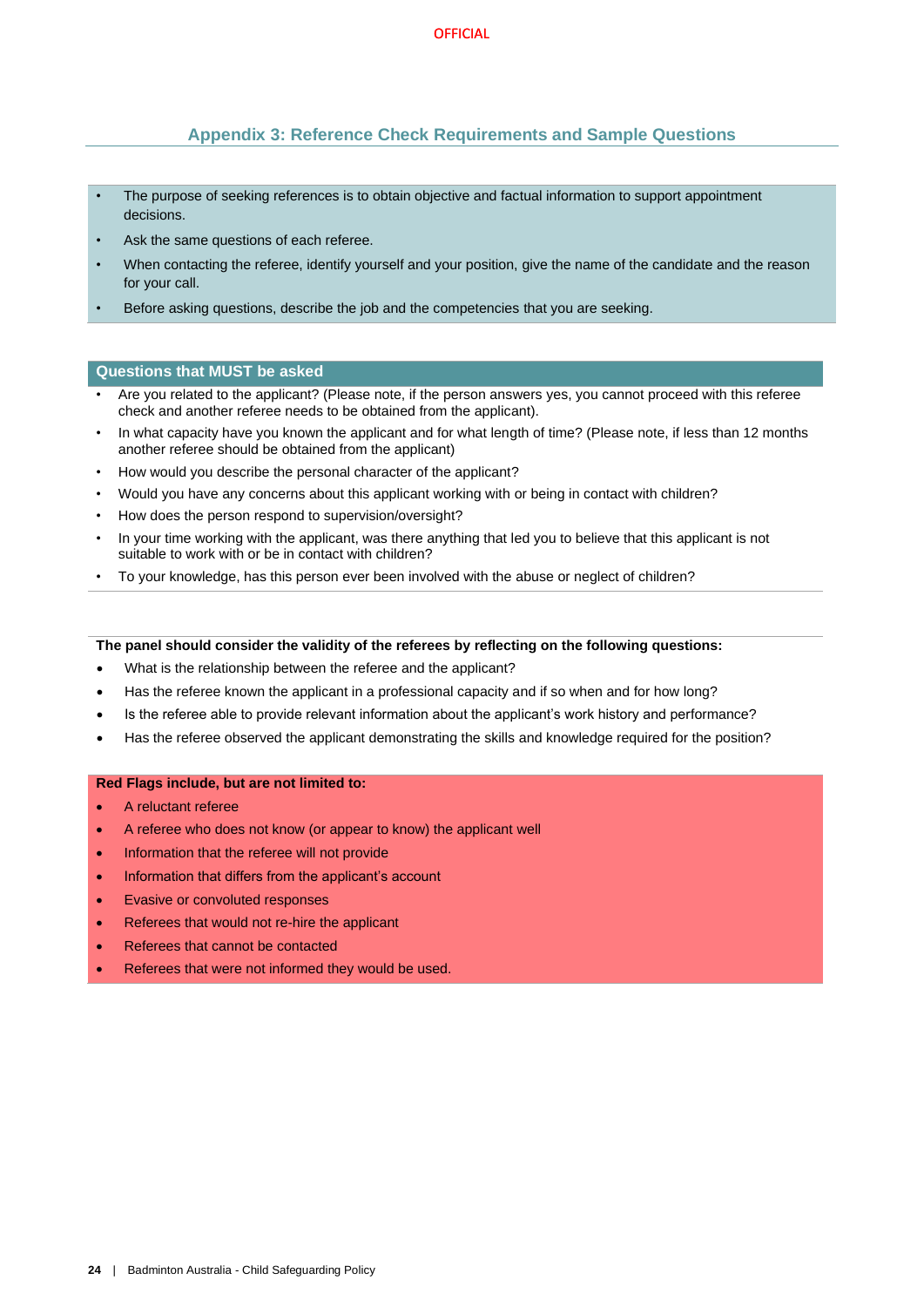## Appendix 3: Reference Check Requirements and Sample Questions

- The purpose of seeking references is to obtain objective and factual information to support appointment decisions.
- Ask the same questions of each referee.
- When contacting the referee, identify yourself and your position, give the name of the candidate and the reason for your call.
- Before asking questions, describe the job and the competencies that you are seeking.

### Questions that MUST be asked

- Are you related to the applicant? (Please note, if the person answers yes, you cannot proceed with this referee check and another referee needs to be obtained from the applicant).
- In what capacity have you known the applicant and for what length of time? (Please note, if less than 12 months another referee should be obtained from the applicant)
- How would you describe the personal character of the applicant?
- Would you have any concerns about this applicant working with or being in contact with children?
- How does the person respond to supervision/oversight?
- In your time working with the applicant, was there anything that led you to believe that this applicant is not suitable to work with or be in contact with children?
- To your knowledge, has this person ever been involved with the abuse or neglect of children?

**The panel should consider the validity of the referees by reflecting on the following questions:**

- What is the relationship between the referee and the applicant?
- Has the referee known the applicant in a professional capacity and if so when and for how long?
- Is the referee able to provide relevant information about the applicant's work history and performance?
- Has the referee observed the applicant demonstrating the skills and knowledge required for the position?

**Red Flags include, but are not limited to:**

- A reluctant referee
- A referee who does not know (or appear to know) the applicant well
- Information that the referee will not provide
- Information that differs from the applicant's account
- Evasive or convoluted responses
- Referees that would not re-hire the applicant
- Referees that cannot be contacted
- Referees that were not informed they would be used.